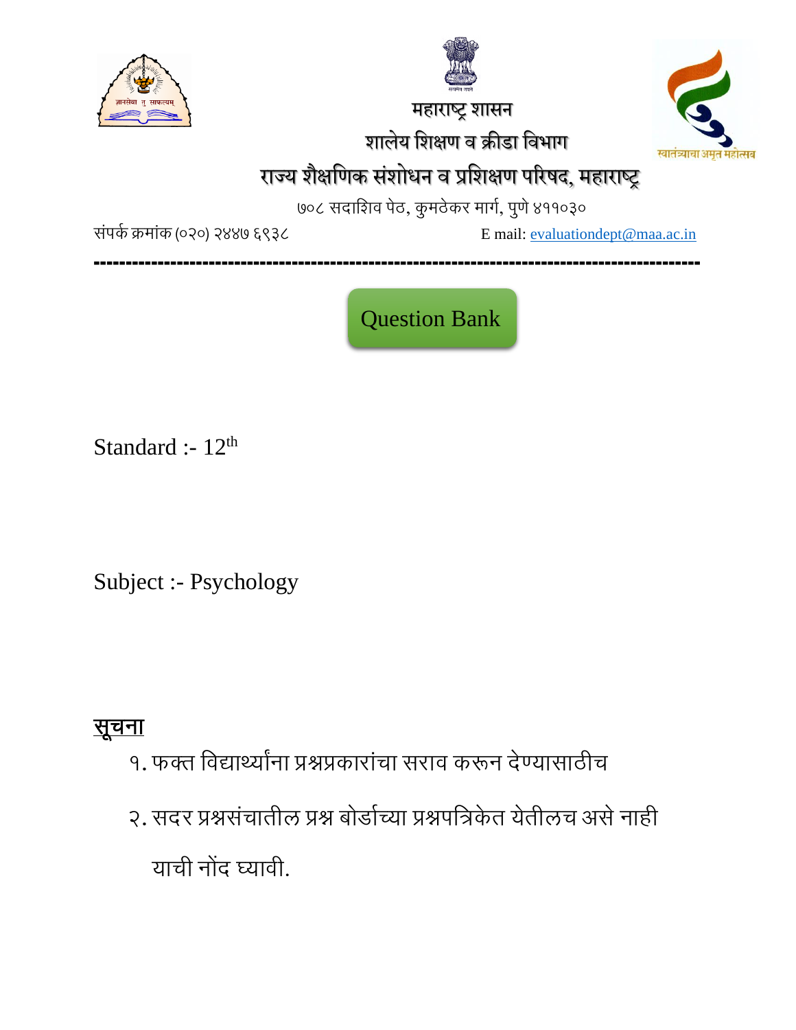# महाराष्ट्र शासन

## शालेय शिक्षण व क्रीडा विभाग

## राज्य शैक्षणिक संशोधन व प्रशिक्षण परिषद, महाराष्ट्र

७०८ सदाशिव पेठ, कुमठेकर मार्ग, पुणे ४११०३०

संपर्क क्रमांक (०२०) २४४७ ६९३८ E mail: evaluationdept@maa.ac.in

---

**Question Bank**

Standard :- $12^{th}$

Subject :- Psychology

**सूचना**

१. फक्त विद्यार्थ्यांना प्रश्नप्रकारांचा सराव करून देण्यासाठीच

२. सदर प्रश्नसंचातील प्रश्न बोर्डाच्या प्रश्नपत्रिकेत येतीलच असे नाही याची नोंद घ्यावी.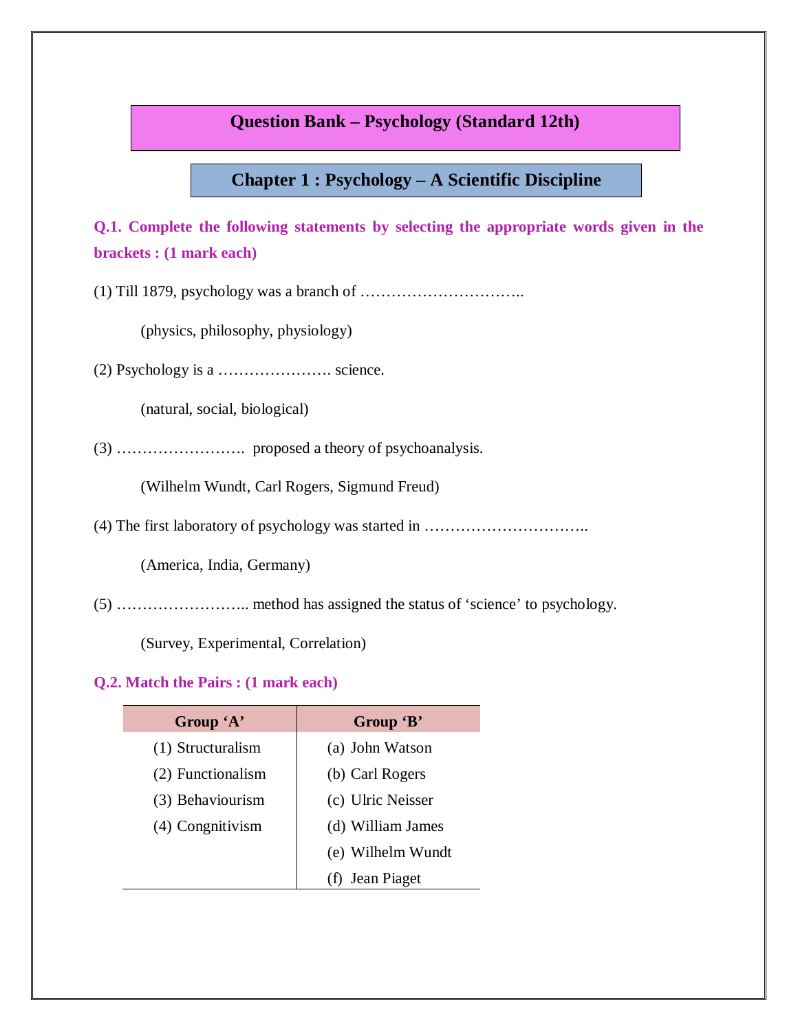# Question Bank – Psychology (Standard 12th)

## Chapter 1 : Psychology – A Scientific Discipline

**Q.1. Complete the following statements by selecting the appropriate words given in the brackets : (1 mark each)**

(1) Till 1879, psychology was a branch of …………………………..

(physics, philosophy, physiology)

(2) Psychology is a …………………. science.

(natural, social, biological)

(3) ……………………. proposed a theory of psychoanalysis.

(Wilhelm Wundt, Carl Rogers, Sigmund Freud)

(4) The first laboratory of psychology was started in …………………………..

(America, India, Germany)

(5) …………………….. method has assigned the status of 'science' to psychology.

(Survey, Experimental, Correlation)

**Q.2. Match the Pairs : (1 mark each)**

| Group 'A' | Group 'B' |
|---|---|
| (1) Structuralism | (a) John Watson |
| (2) Functionalism | (b) Carl Rogers |
| (3) Behaviourism | (c) Ulric Neisser |
| (4) Congnitivism | (d) William James |
| | (e) Wilhelm Wundt |
| | (f) Jean Piaget |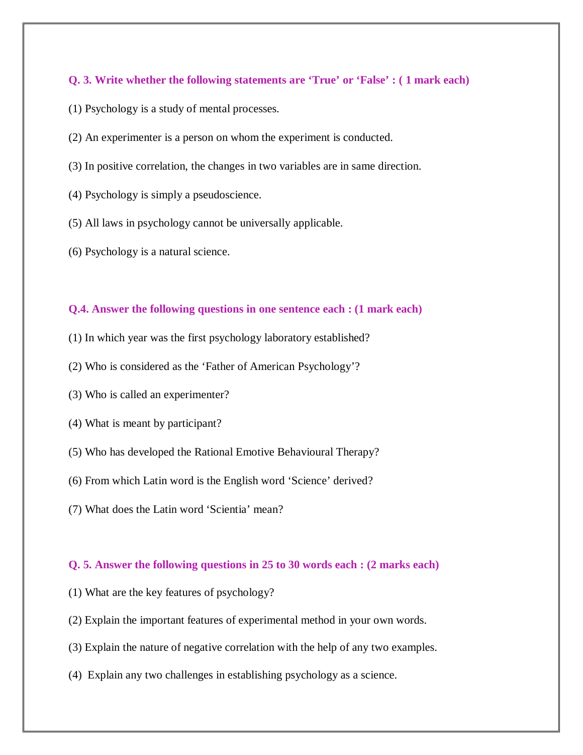**Q. 3. Write whether the following statements are 'True' or 'False' : ( 1 mark each)**

(1) Psychology is a study of mental processes.

(2) An experimenter is a person on whom the experiment is conducted.

(3) In positive correlation, the changes in two variables are in same direction.

(4) Psychology is simply a pseudoscience.

(5) All laws in psychology cannot be universally applicable.

(6) Psychology is a natural science.

**Q.4. Answer the following questions in one sentence each : (1 mark each)**

(1) In which year was the first psychology laboratory established?

(2) Who is considered as the 'Father of American Psychology'?

(3) Who is called an experimenter?

(4) What is meant by participant?

(5) Who has developed the Rational Emotive Behavioural Therapy?

(6) From which Latin word is the English word 'Science' derived?

(7) What does the Latin word 'Scientia' mean?

**Q. 5. Answer the following questions in 25 to 30 words each : (2 marks each)**

(1) What are the key features of psychology?

(2) Explain the important features of experimental method in your own words.

(3) Explain the nature of negative correlation with the help of any two examples.

(4) Explain any two challenges in establishing psychology as a science.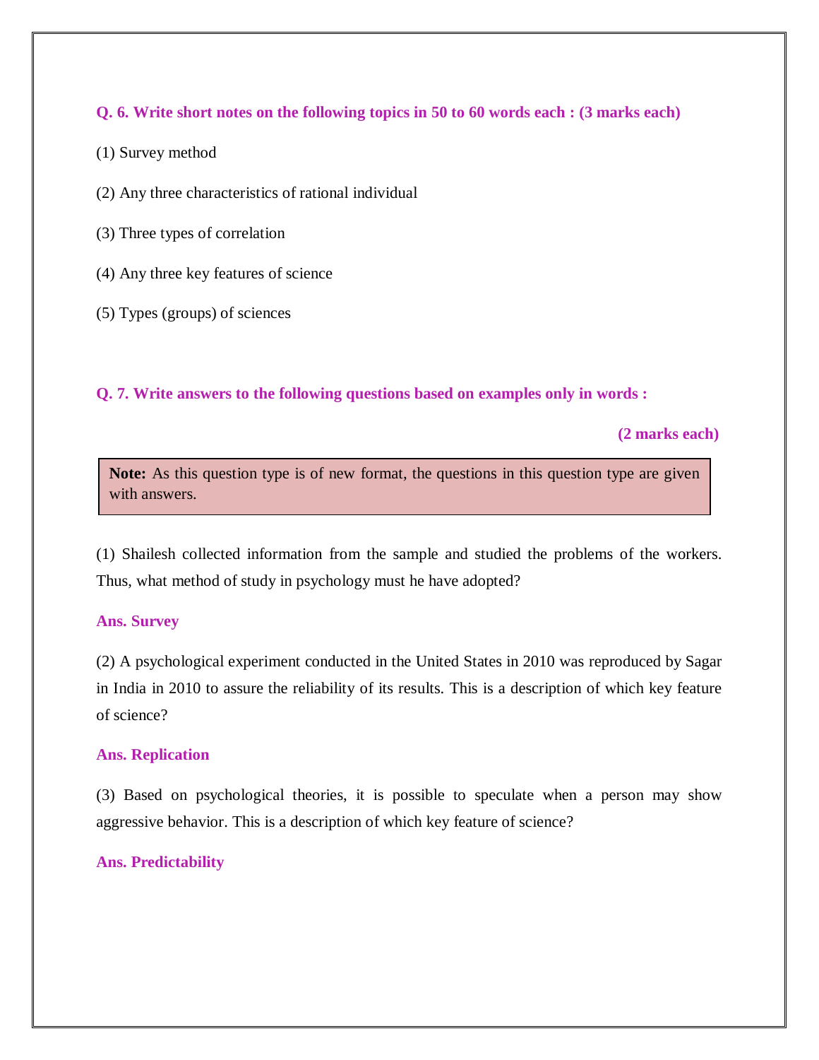**Q. 6. Write short notes on the following topics in 50 to 60 words each : (3 marks each)**

(1) Survey method

(2) Any three characteristics of rational individual

(3) Three types of correlation

(4) Any three key features of science

(5) Types (groups) of sciences

**Q. 7. Write answers to the following questions based on examples only in words :**

**(2 marks each)**

> **Note:** As this question type is of new format, the questions in this question type are given with answers.

(1) Shailesh collected information from the sample and studied the problems of the workers. Thus, what method of study in psychology must he have adopted?

**Ans. Survey**

(2) A psychological experiment conducted in the United States in 2010 was reproduced by Sagar in India in 2010 to assure the reliability of its results. This is a description of which key feature of science?

**Ans. Replication**

(3) Based on psychological theories, it is possible to speculate when a person may show aggressive behavior. This is a description of which key feature of science?

**Ans. Predictability**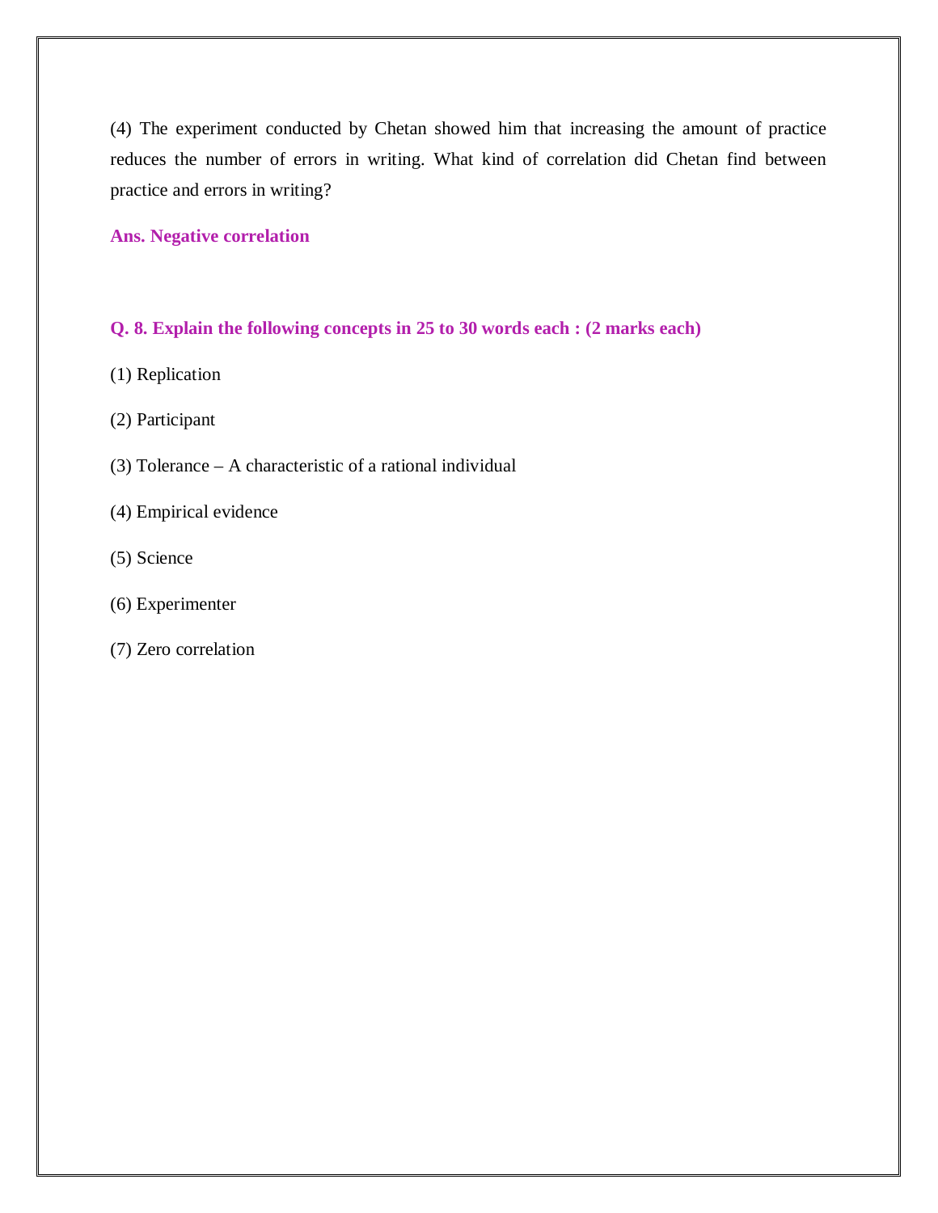(4) The experiment conducted by Chetan showed him that increasing the amount of practice reduces the number of errors in writing. What kind of correlation did Chetan find between practice and errors in writing?

**Ans. Negative correlation**

**Q. 8. Explain the following concepts in 25 to 30 words each : (2 marks each)**

(1) Replication

(2) Participant

(3) Tolerance – A characteristic of a rational individual

(4) Empirical evidence

(5) Science

(6) Experimenter

(7) Zero correlation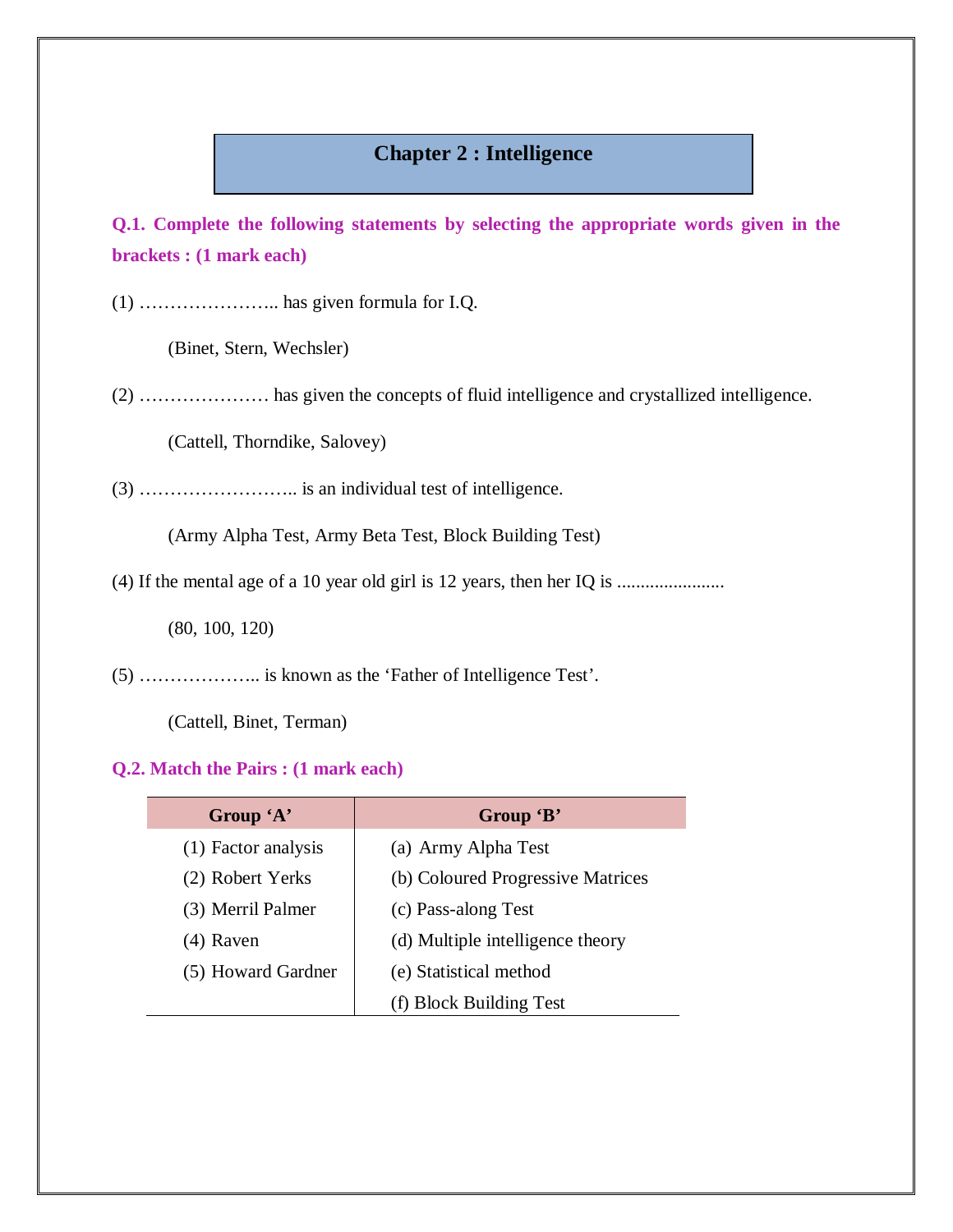# Chapter 2 : Intelligence

**Q.1. Complete the following statements by selecting the appropriate words given in the brackets : (1 mark each)**

(1) ………………….. has given formula for I.Q.

(Binet, Stern, Wechsler)

(2) ………………… has given the concepts of fluid intelligence and crystallized intelligence.

(Cattell, Thorndike, Salovey)

(3) …………………….. is an individual test of intelligence.

(Army Alpha Test, Army Beta Test, Block Building Test)

(4) If the mental age of a 10 year old girl is 12 years, then her IQ is .......................

(80, 100, 120)

(5) ……………….. is known as the 'Father of Intelligence Test'.

(Cattell, Binet, Terman)

**Q.2. Match the Pairs : (1 mark each)**

| Group 'A' | Group 'B' |
|---|---|
| (1) Factor analysis | (a) Army Alpha Test |
| (2) Robert Yerks | (b) Coloured Progressive Matrices |
| (3) Merril Palmer | (c) Pass-along Test |
| (4) Raven | (d) Multiple intelligence theory |
| (5) Howard Gardner | (e) Statistical method |
| | (f) Block Building Test |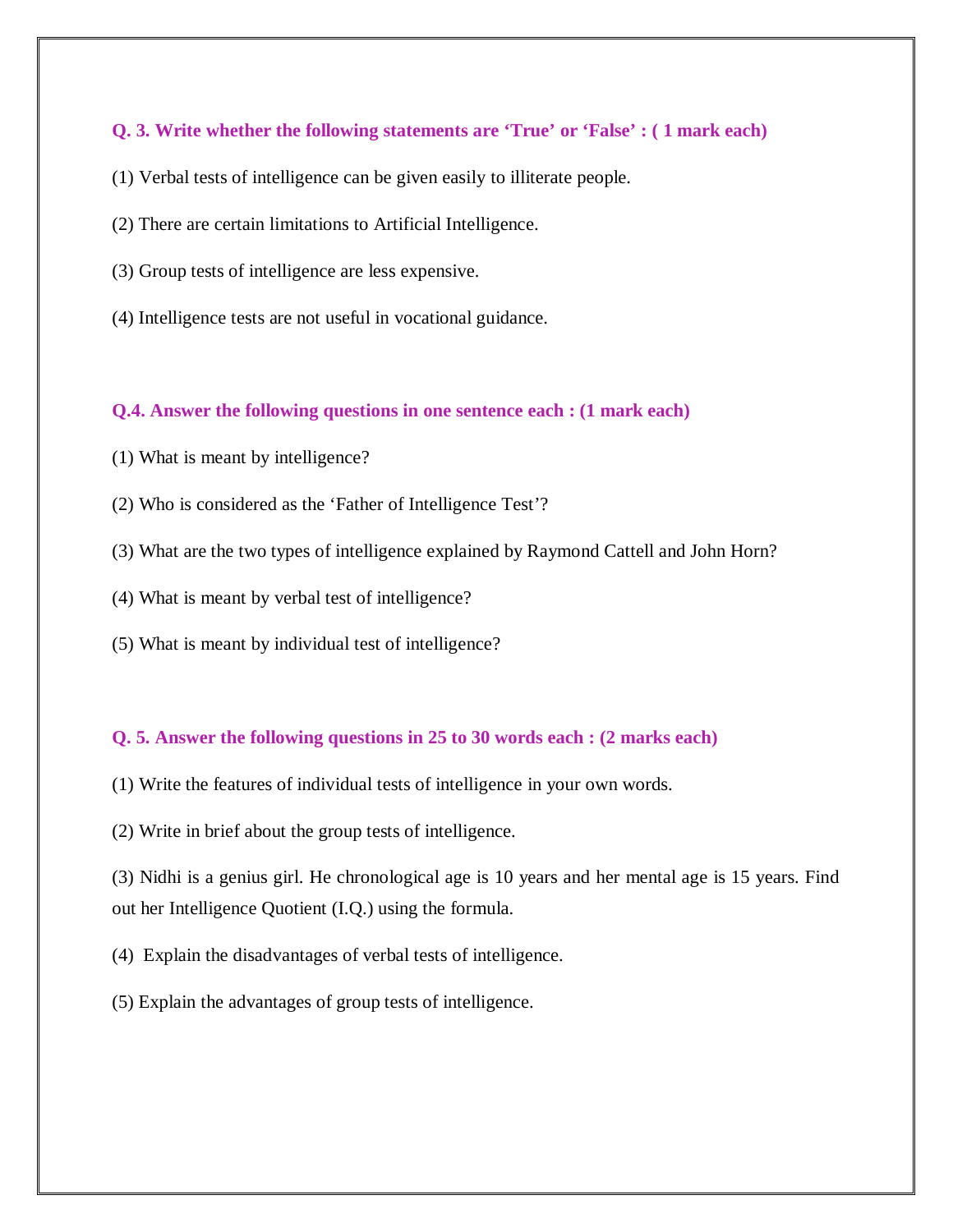**Q. 3. Write whether the following statements are 'True' or 'False' : ( 1 mark each)**

(1) Verbal tests of intelligence can be given easily to illiterate people.

(2) There are certain limitations to Artificial Intelligence.

(3) Group tests of intelligence are less expensive.

(4) Intelligence tests are not useful in vocational guidance.

**Q.4. Answer the following questions in one sentence each : (1 mark each)**

(1) What is meant by intelligence?

(2) Who is considered as the 'Father of Intelligence Test'?

(3) What are the two types of intelligence explained by Raymond Cattell and John Horn?

(4) What is meant by verbal test of intelligence?

(5) What is meant by individual test of intelligence?

**Q. 5. Answer the following questions in 25 to 30 words each : (2 marks each)**

(1) Write the features of individual tests of intelligence in your own words.

(2) Write in brief about the group tests of intelligence.

(3) Nidhi is a genius girl. He chronological age is 10 years and her mental age is 15 years. Find out her Intelligence Quotient (I.Q.) using the formula.

(4) Explain the disadvantages of verbal tests of intelligence.

(5) Explain the advantages of group tests of intelligence.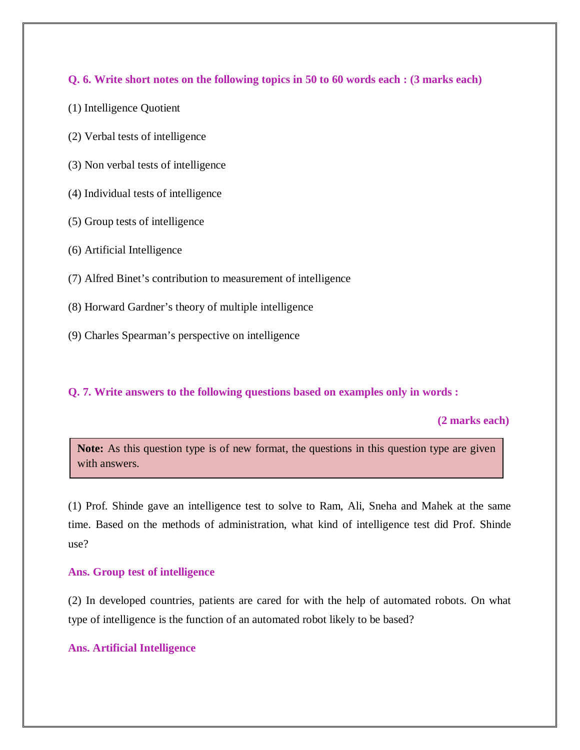**Q. 6. Write short notes on the following topics in 50 to 60 words each : (3 marks each)**

(1) Intelligence Quotient

(2) Verbal tests of intelligence

(3) Non verbal tests of intelligence

(4) Individual tests of intelligence

(5) Group tests of intelligence

(6) Artificial Intelligence

(7) Alfred Binet’s contribution to measurement of intelligence

(8) Horward Gardner’s theory of multiple intelligence

(9) Charles Spearman’s perspective on intelligence

**Q. 7. Write answers to the following questions based on examples only in words :**

**(2 marks each)**

> **Note:** As this question type is of new format, the questions in this question type are given with answers.

(1) Prof. Shinde gave an intelligence test to solve to Ram, Ali, Sneha and Mahek at the same time. Based on the methods of administration, what kind of intelligence test did Prof. Shinde use?

**Ans. Group test of intelligence**

(2) In developed countries, patients are cared for with the help of automated robots. On what type of intelligence is the function of an automated robot likely to be based?

**Ans. Artificial Intelligence**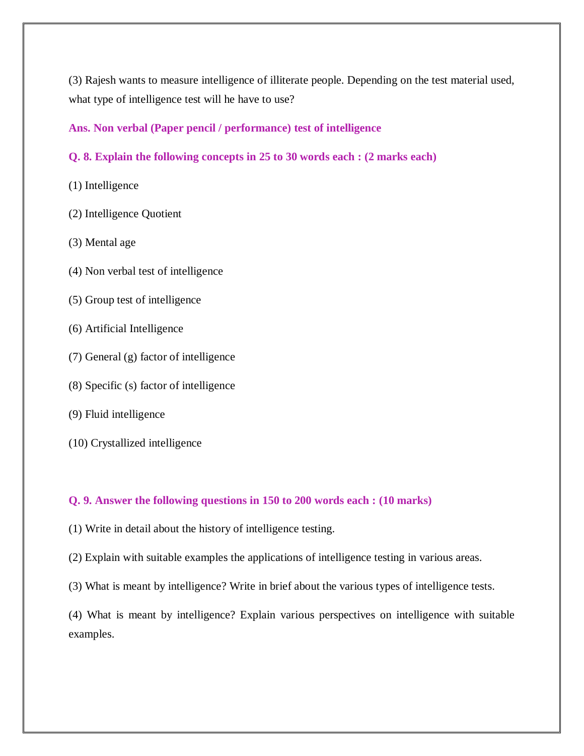(3) Rajesh wants to measure intelligence of illiterate people. Depending on the test material used, what type of intelligence test will he have to use?

**Ans. Non verbal (Paper pencil / performance) test of intelligence**

**Q. 8. Explain the following concepts in 25 to 30 words each : (2 marks each)**

(1) Intelligence

(2) Intelligence Quotient

(3) Mental age

(4) Non verbal test of intelligence

(5) Group test of intelligence

(6) Artificial Intelligence

(7) General (g) factor of intelligence

(8) Specific (s) factor of intelligence

(9) Fluid intelligence

(10) Crystallized intelligence

**Q. 9. Answer the following questions in 150 to 200 words each : (10 marks)**

(1) Write in detail about the history of intelligence testing.

(2) Explain with suitable examples the applications of intelligence testing in various areas.

(3) What is meant by intelligence? Write in brief about the various types of intelligence tests.

(4) What is meant by intelligence? Explain various perspectives on intelligence with suitable examples.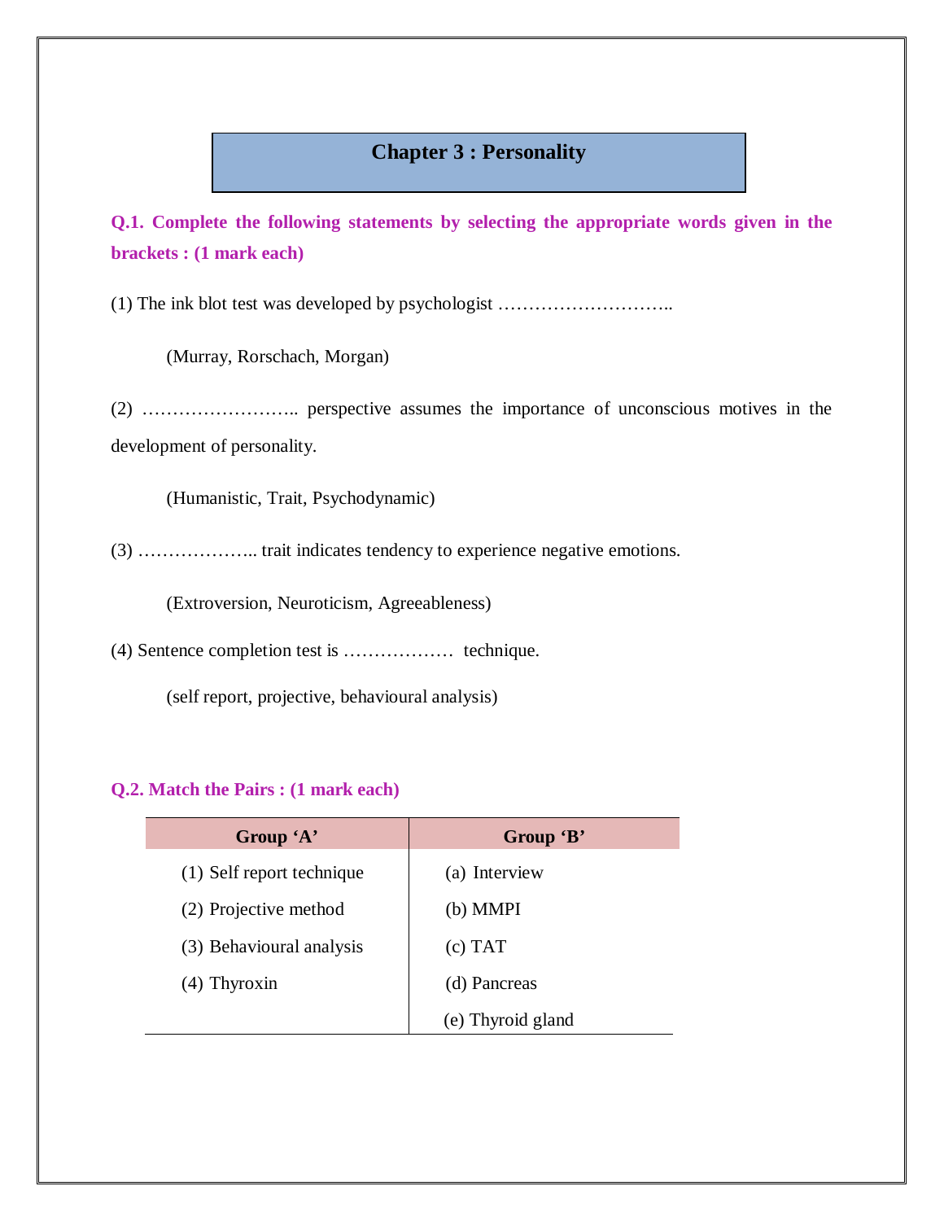# Chapter 3 : Personality

**Q.1. Complete the following statements by selecting the appropriate words given in the brackets : (1 mark each)**

(1) The ink blot test was developed by psychologist ………………………..

(Murray, Rorschach, Morgan)

(2) …………………….. perspective assumes the importance of unconscious motives in the development of personality.

(Humanistic, Trait, Psychodynamic)

(3) ……………….. trait indicates tendency to experience negative emotions.

(Extroversion, Neuroticism, Agreeableness)

(4) Sentence completion test is ……………… technique.

(self report, projective, behavioural analysis)

**Q.2. Match the Pairs : (1 mark each)**

| Group 'A' | Group 'B' |
|---|---|
| (1) Self report technique | (a) Interview |
| (2) Projective method | (b) MMPI |
| (3) Behavioural analysis | (c) TAT |
| (4) Thyroxin | (d) Pancreas |
| | (e) Thyroid gland |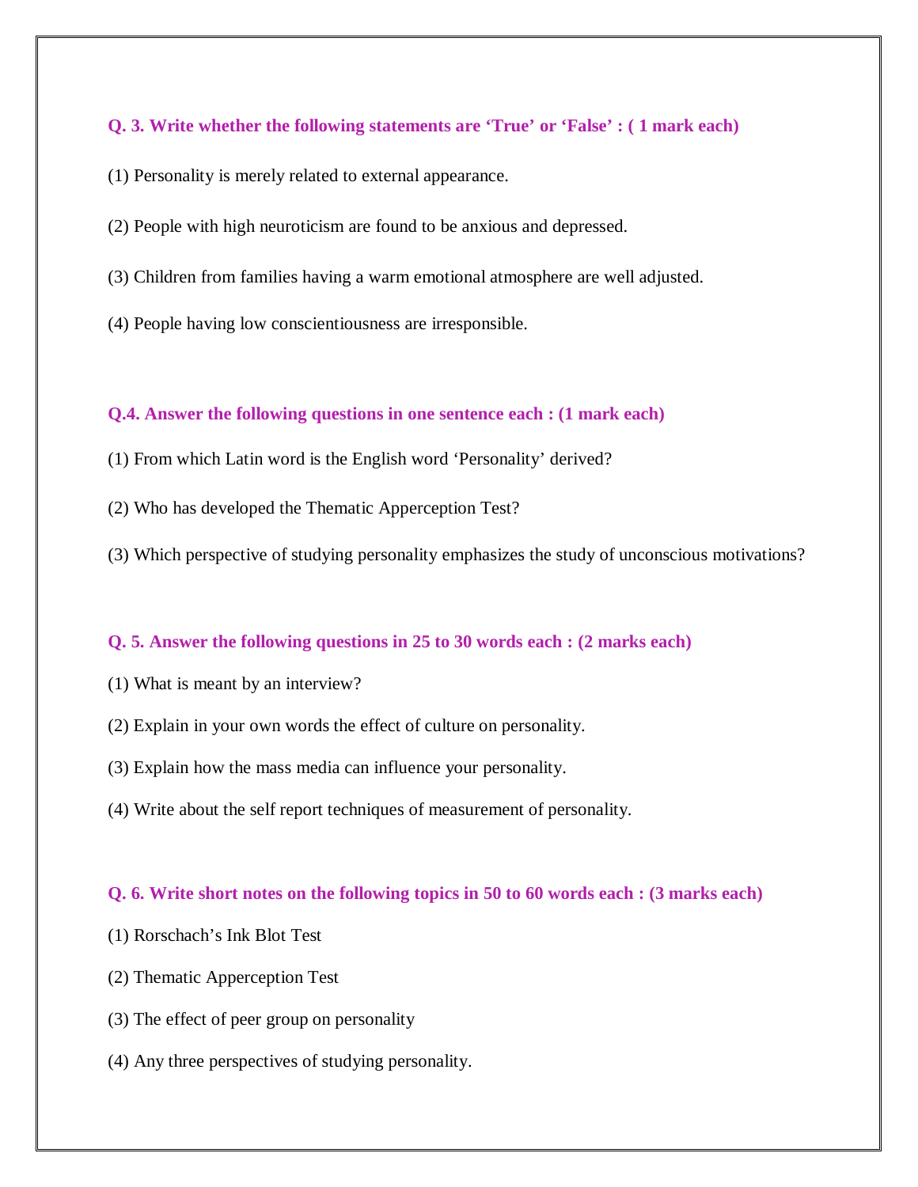**Q. 3. Write whether the following statements are 'True' or 'False' : ( 1 mark each)**

(1) Personality is merely related to external appearance.

(2) People with high neuroticism are found to be anxious and depressed.

(3) Children from families having a warm emotional atmosphere are well adjusted.

(4) People having low conscientiousness are irresponsible.

**Q.4. Answer the following questions in one sentence each : (1 mark each)**

(1) From which Latin word is the English word 'Personality' derived?

(2) Who has developed the Thematic Apperception Test?

(3) Which perspective of studying personality emphasizes the study of unconscious motivations?

**Q. 5. Answer the following questions in 25 to 30 words each : (2 marks each)**

(1) What is meant by an interview?

(2) Explain in your own words the effect of culture on personality.

(3) Explain how the mass media can influence your personality.

(4) Write about the self report techniques of measurement of personality.

**Q. 6. Write short notes on the following topics in 50 to 60 words each : (3 marks each)**

(1) Rorschach's Ink Blot Test

(2) Thematic Apperception Test

(3) The effect of peer group on personality

(4) Any three perspectives of studying personality.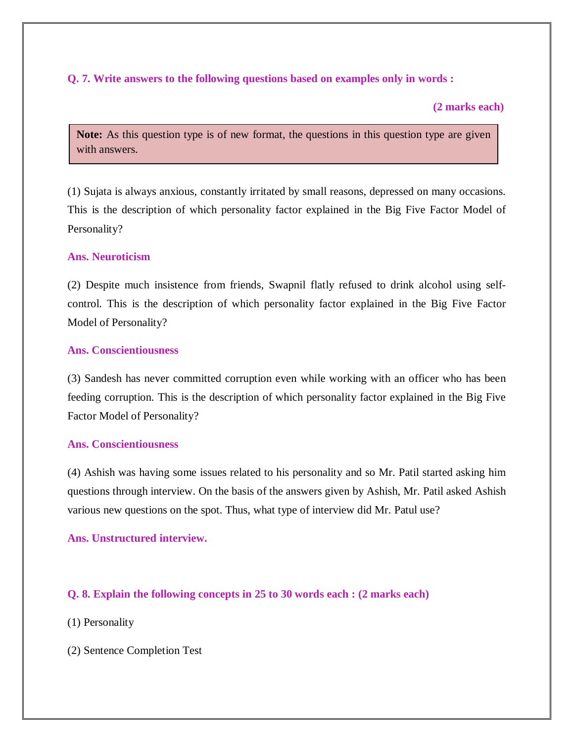**Q. 7. Write answers to the following questions based on examples only in words :**

**(2 marks each)**

> **Note:** As this question type is of new format, the questions in this question type are given with answers.

(1) Sujata is always anxious, constantly irritated by small reasons, depressed on many occasions. This is the description of which personality factor explained in the Big Five Factor Model of Personality?

**Ans. Neuroticism**

(2) Despite much insistence from friends, Swapnil flatly refused to drink alcohol using self-control. This is the description of which personality factor explained in the Big Five Factor Model of Personality?

**Ans. Conscientiousness**

(3) Sandesh has never committed corruption even while working with an officer who has been feeding corruption. This is the description of which personality factor explained in the Big Five Factor Model of Personality?

**Ans. Conscientiousness**

(4) Ashish was having some issues related to his personality and so Mr. Patil started asking him questions through interview. On the basis of the answers given by Ashish, Mr. Patil asked Ashish various new questions on the spot. Thus, what type of interview did Mr. Patul use?

**Ans. Unstructured interview.**

**Q. 8. Explain the following concepts in 25 to 30 words each : (2 marks each)**

(1) Personality

(2) Sentence Completion Test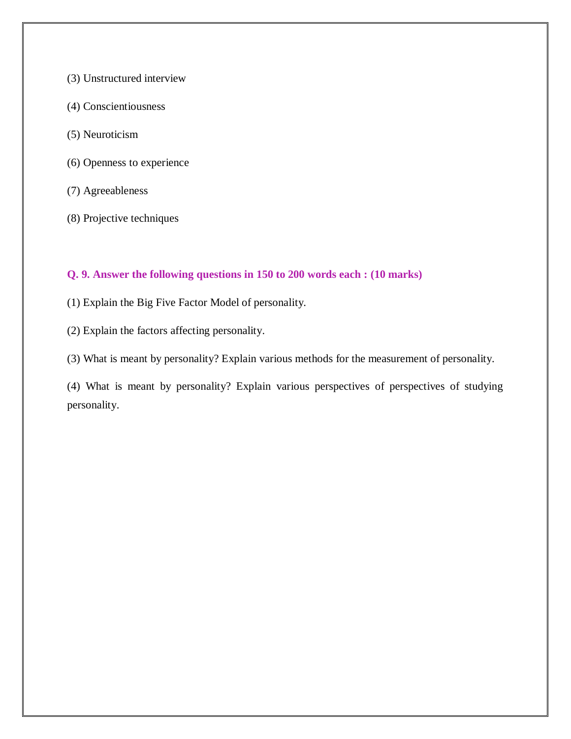(3) Unstructured interview

(4) Conscientiousness

(5) Neuroticism

(6) Openness to experience

(7) Agreeableness

(8) Projective techniques

**Q. 9. Answer the following questions in 150 to 200 words each : (10 marks)**

(1) Explain the Big Five Factor Model of personality.

(2) Explain the factors affecting personality.

(3) What is meant by personality? Explain various methods for the measurement of personality.

(4) What is meant by personality? Explain various perspectives of perspectives of studying personality.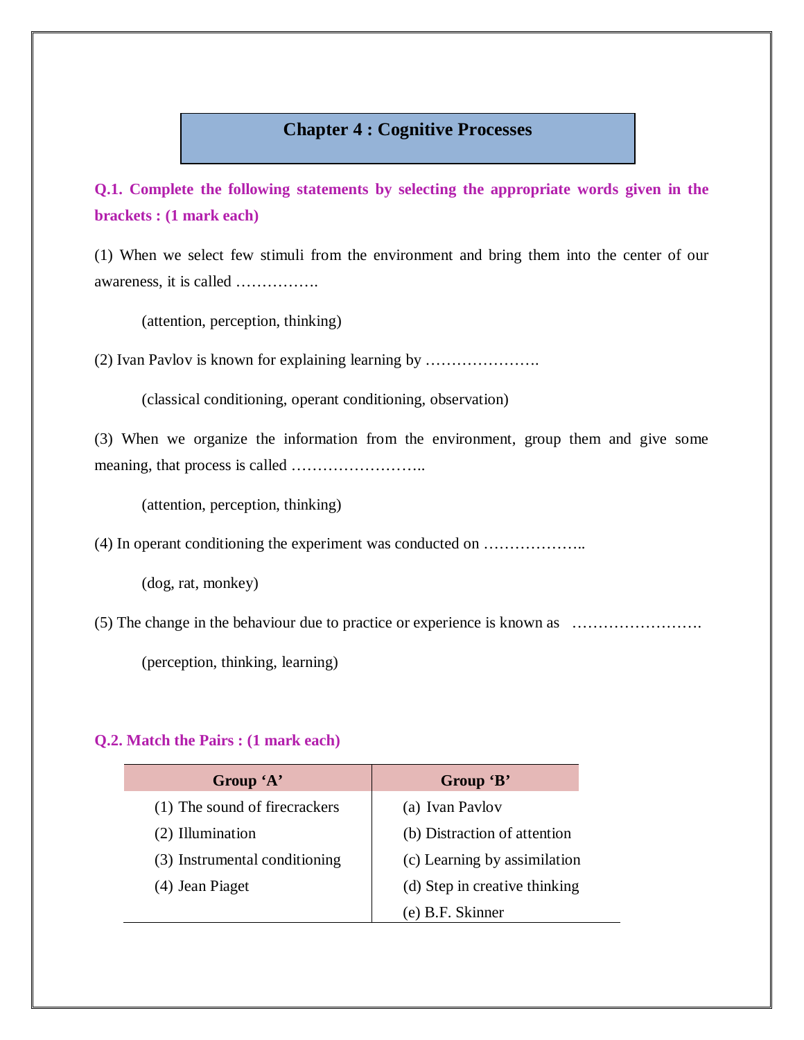# Chapter 4 : Cognitive Processes

**Q.1. Complete the following statements by selecting the appropriate words given in the brackets : (1 mark each)**

(1) When we select few stimuli from the environment and bring them into the center of our awareness, it is called …………….

(attention, perception, thinking)

(2) Ivan Pavlov is known for explaining learning by ………………….

(classical conditioning, operant conditioning, observation)

(3) When we organize the information from the environment, group them and give some meaning, that process is called ……………………..

(attention, perception, thinking)

(4) In operant conditioning the experiment was conducted on ………………..

(dog, rat, monkey)

(5) The change in the behaviour due to practice or experience is known as …………………….

(perception, thinking, learning)

**Q.2. Match the Pairs : (1 mark each)**

| Group 'A' | Group 'B' |
|---|---|
| (1) The sound of firecrackers | (a) Ivan Pavlov |
| (2) Illumination | (b) Distraction of attention |
| (3) Instrumental conditioning | (c) Learning by assimilation |
| (4) Jean Piaget | (d) Step in creative thinking |
| | (e) B.F. Skinner |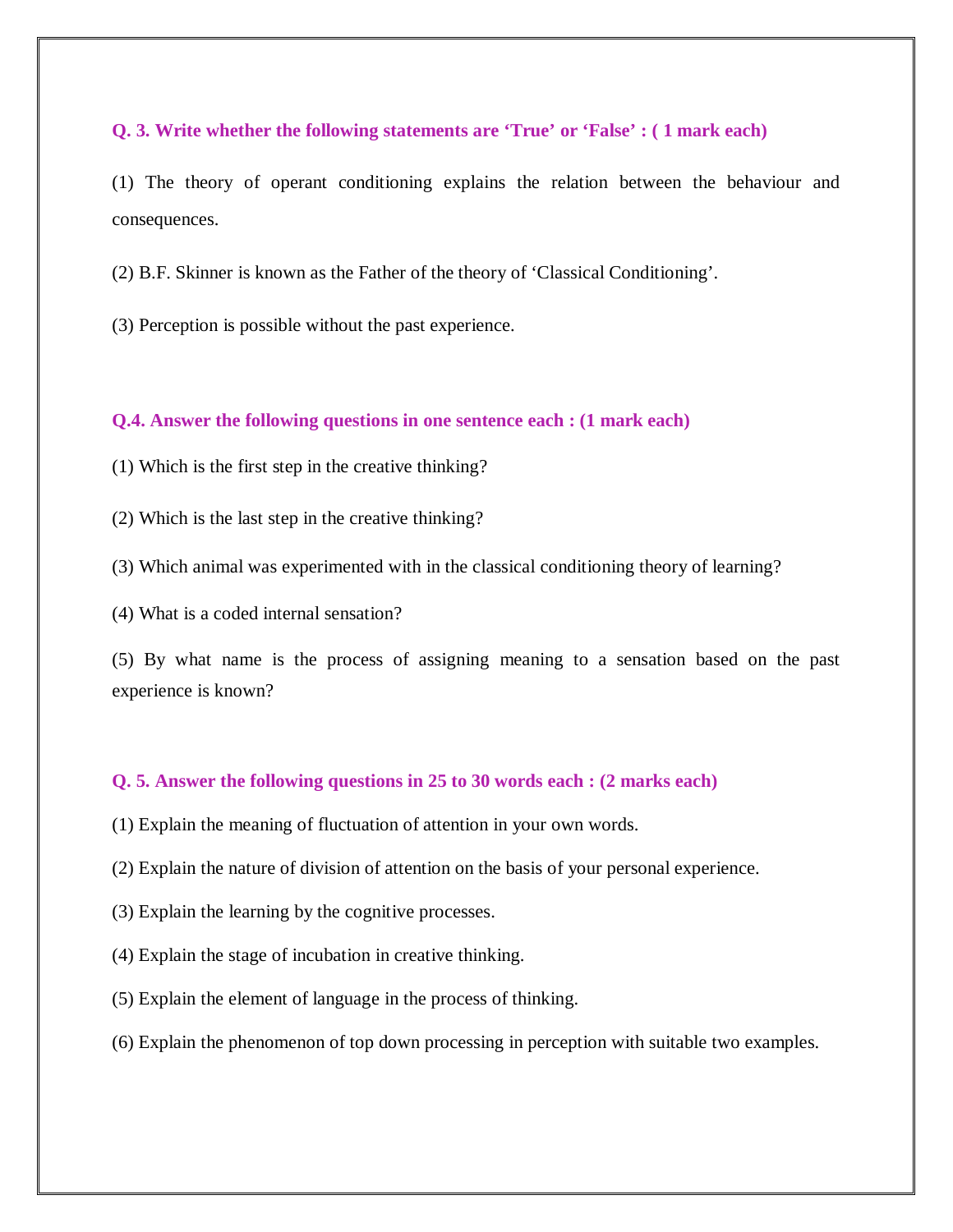**Q. 3. Write whether the following statements are 'True' or 'False' : ( 1 mark each)**

(1) The theory of operant conditioning explains the relation between the behaviour and consequences.

(2) B.F. Skinner is known as the Father of the theory of 'Classical Conditioning'.

(3) Perception is possible without the past experience.

**Q.4. Answer the following questions in one sentence each : (1 mark each)**

(1) Which is the first step in the creative thinking?

(2) Which is the last step in the creative thinking?

(3) Which animal was experimented with in the classical conditioning theory of learning?

(4) What is a coded internal sensation?

(5) By what name is the process of assigning meaning to a sensation based on the past experience is known?

**Q. 5. Answer the following questions in 25 to 30 words each : (2 marks each)**

(1) Explain the meaning of fluctuation of attention in your own words.

(2) Explain the nature of division of attention on the basis of your personal experience.

(3) Explain the learning by the cognitive processes.

(4) Explain the stage of incubation in creative thinking.

(5) Explain the element of language in the process of thinking.

(6) Explain the phenomenon of top down processing in perception with suitable two examples.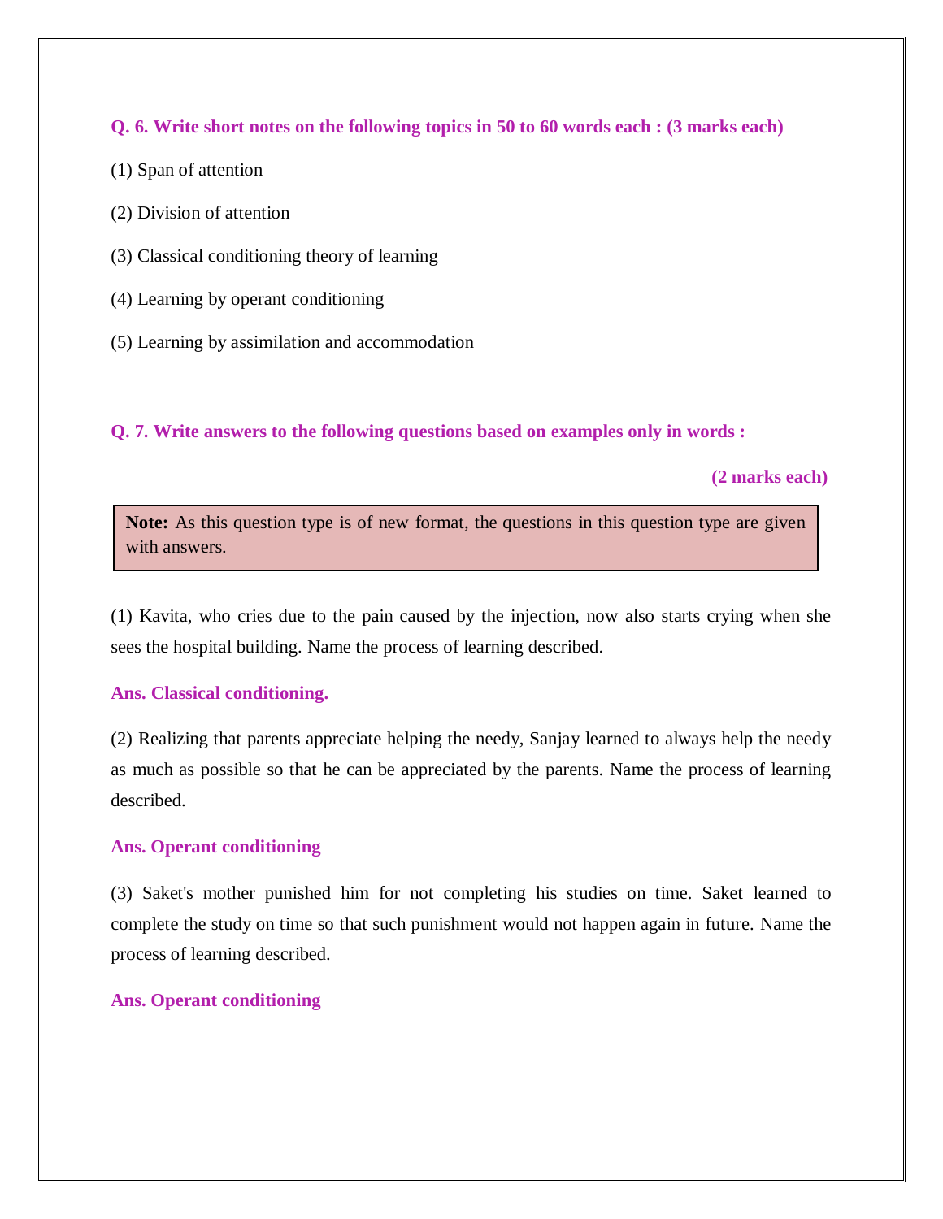**Q. 6. Write short notes on the following topics in 50 to 60 words each : (3 marks each)**

(1) Span of attention

(2) Division of attention

(3) Classical conditioning theory of learning

(4) Learning by operant conditioning

(5) Learning by assimilation and accommodation

**Q. 7. Write answers to the following questions based on examples only in words :**

**(2 marks each)**

> **Note:** As this question type is of new format, the questions in this question type are given with answers.

(1) Kavita, who cries due to the pain caused by the injection, now also starts crying when she sees the hospital building. Name the process of learning described.

**Ans. Classical conditioning.**

(2) Realizing that parents appreciate helping the needy, Sanjay learned to always help the needy as much as possible so that he can be appreciated by the parents. Name the process of learning described.

**Ans. Operant conditioning**

(3) Saket's mother punished him for not completing his studies on time. Saket learned to complete the study on time so that such punishment would not happen again in future. Name the process of learning described.

**Ans. Operant conditioning**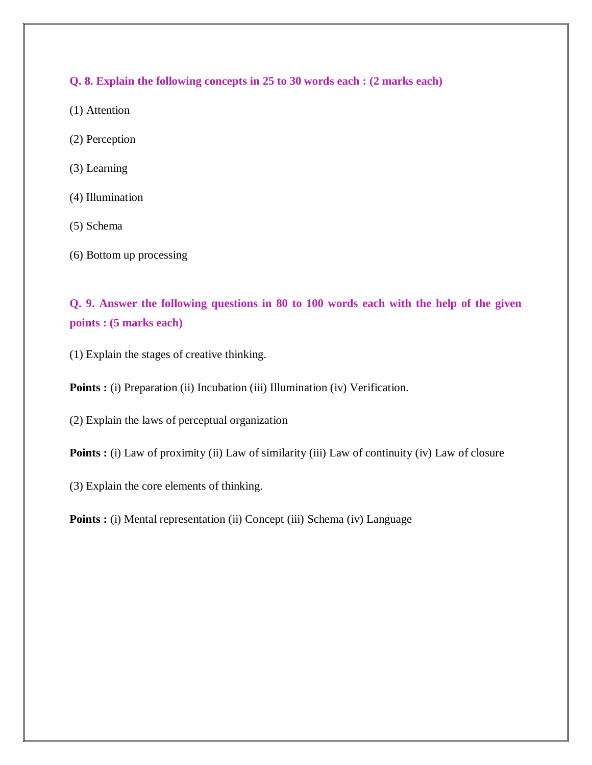**Q. 8. Explain the following concepts in 25 to 30 words each : (2 marks each)**

(1) Attention

(2) Perception

(3) Learning

(4) Illumination

(5) Schema

(6) Bottom up processing

**Q. 9. Answer the following questions in 80 to 100 words each with the help of the given points : (5 marks each)**

(1) Explain the stages of creative thinking.

**Points :** (i) Preparation (ii) Incubation (iii) Illumination (iv) Verification.

(2) Explain the laws of perceptual organization

**Points :** (i) Law of proximity (ii) Law of similarity (iii) Law of continuity (iv) Law of closure

(3) Explain the core elements of thinking.

**Points :** (i) Mental representation (ii) Concept (iii) Schema (iv) Language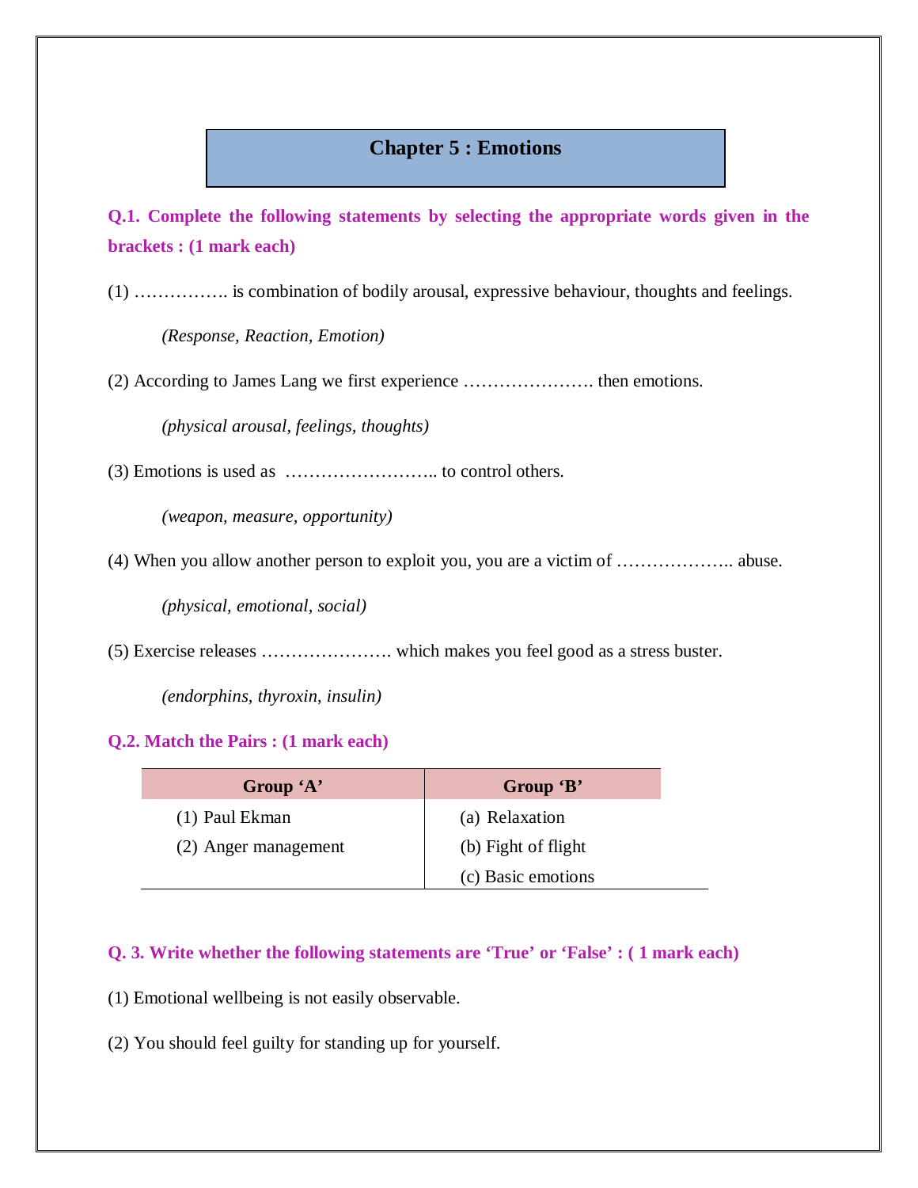## Chapter 5 : Emotions

**Q.1. Complete the following statements by selecting the appropriate words given in the brackets : (1 mark each)**

(1) ……………. is combination of bodily arousal, expressive behaviour, thoughts and feelings.

*(Response, Reaction, Emotion)*

(2) According to James Lang we first experience …………………. then emotions.

*(physical arousal, feelings, thoughts)*

(3) Emotions is used as …………………….. to control others.

*(weapon, measure, opportunity)*

(4) When you allow another person to exploit you, you are a victim of ……………….. abuse.

*(physical, emotional, social)*

(5) Exercise releases …………………. which makes you feel good as a stress buster.

*(endorphins, thyroxin, insulin)*

**Q.2. Match the Pairs : (1 mark each)**

| Group 'A' | Group 'B' |
|---|---|
| (1) Paul Ekman | (a) Relaxation |
| (2) Anger management | (b) Fight of flight |
| | (c) Basic emotions |

**Q. 3. Write whether the following statements are 'True' or 'False' : ( 1 mark each)**

(1) Emotional wellbeing is not easily observable.

(2) You should feel guilty for standing up for yourself.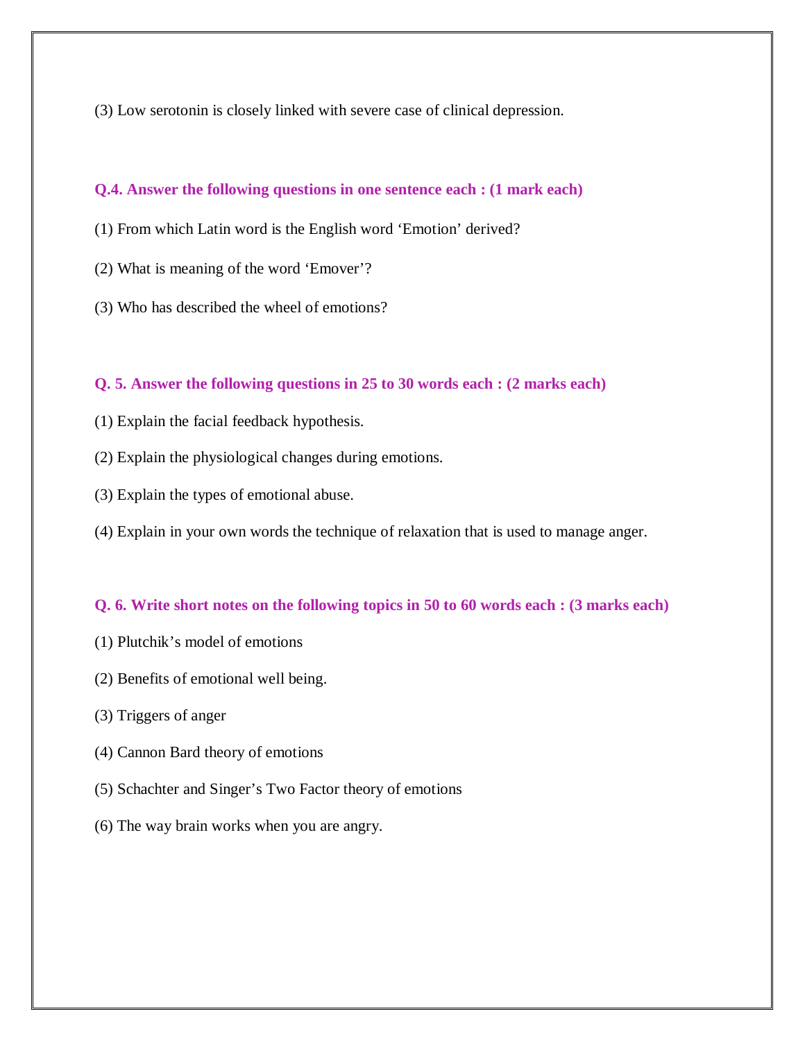(3) Low serotonin is closely linked with severe case of clinical depression.

**Q.4. Answer the following questions in one sentence each : (1 mark each)**

(1) From which Latin word is the English word 'Emotion' derived?

(2) What is meaning of the word 'Emover'?

(3) Who has described the wheel of emotions?

**Q. 5. Answer the following questions in 25 to 30 words each : (2 marks each)**

(1) Explain the facial feedback hypothesis.

(2) Explain the physiological changes during emotions.

(3) Explain the types of emotional abuse.

(4) Explain in your own words the technique of relaxation that is used to manage anger.

**Q. 6. Write short notes on the following topics in 50 to 60 words each : (3 marks each)**

(1) Plutchik's model of emotions

(2) Benefits of emotional well being.

(3) Triggers of anger

(4) Cannon Bard theory of emotions

(5) Schachter and Singer's Two Factor theory of emotions

(6) The way brain works when you are angry.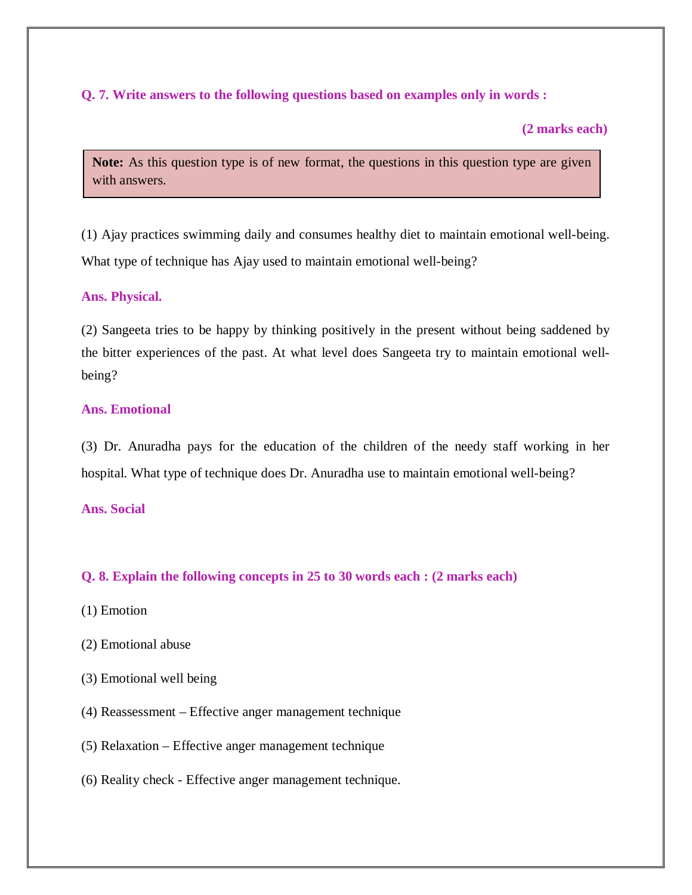**Q. 7. Write answers to the following questions based on examples only in words :**

**(2 marks each)**

> **Note:** As this question type is of new format, the questions in this question type are given with answers.

(1) Ajay practices swimming daily and consumes healthy diet to maintain emotional well-being. What type of technique has Ajay used to maintain emotional well-being?

**Ans. Physical.**

(2) Sangeeta tries to be happy by thinking positively in the present without being saddened by the bitter experiences of the past. At what level does Sangeeta try to maintain emotional well-being?

**Ans. Emotional**

(3) Dr. Anuradha pays for the education of the children of the needy staff working in her hospital. What type of technique does Dr. Anuradha use to maintain emotional well-being?

**Ans. Social**

**Q. 8. Explain the following concepts in 25 to 30 words each : (2 marks each)**

(1) Emotion

(2) Emotional abuse

(3) Emotional well being

(4) Reassessment – Effective anger management technique

(5) Relaxation – Effective anger management technique

(6) Reality check - Effective anger management technique.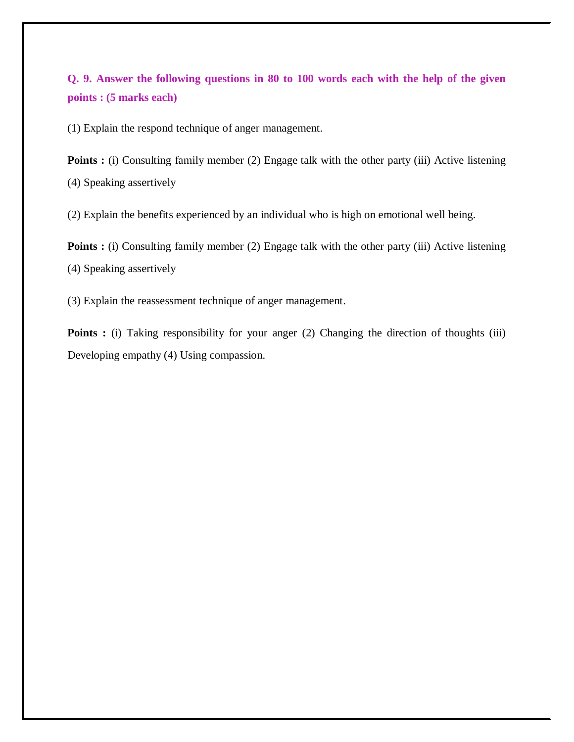**Q. 9. Answer the following questions in 80 to 100 words each with the help of the given points : (5 marks each)**

(1) Explain the respond technique of anger management.

**Points :** (i) Consulting family member (2) Engage talk with the other party (iii) Active listening (4) Speaking assertively

(2) Explain the benefits experienced by an individual who is high on emotional well being.

**Points :** (i) Consulting family member (2) Engage talk with the other party (iii) Active listening (4) Speaking assertively

(3) Explain the reassessment technique of anger management.

**Points :** (i) Taking responsibility for your anger (2) Changing the direction of thoughts (iii) Developing empathy (4) Using compassion.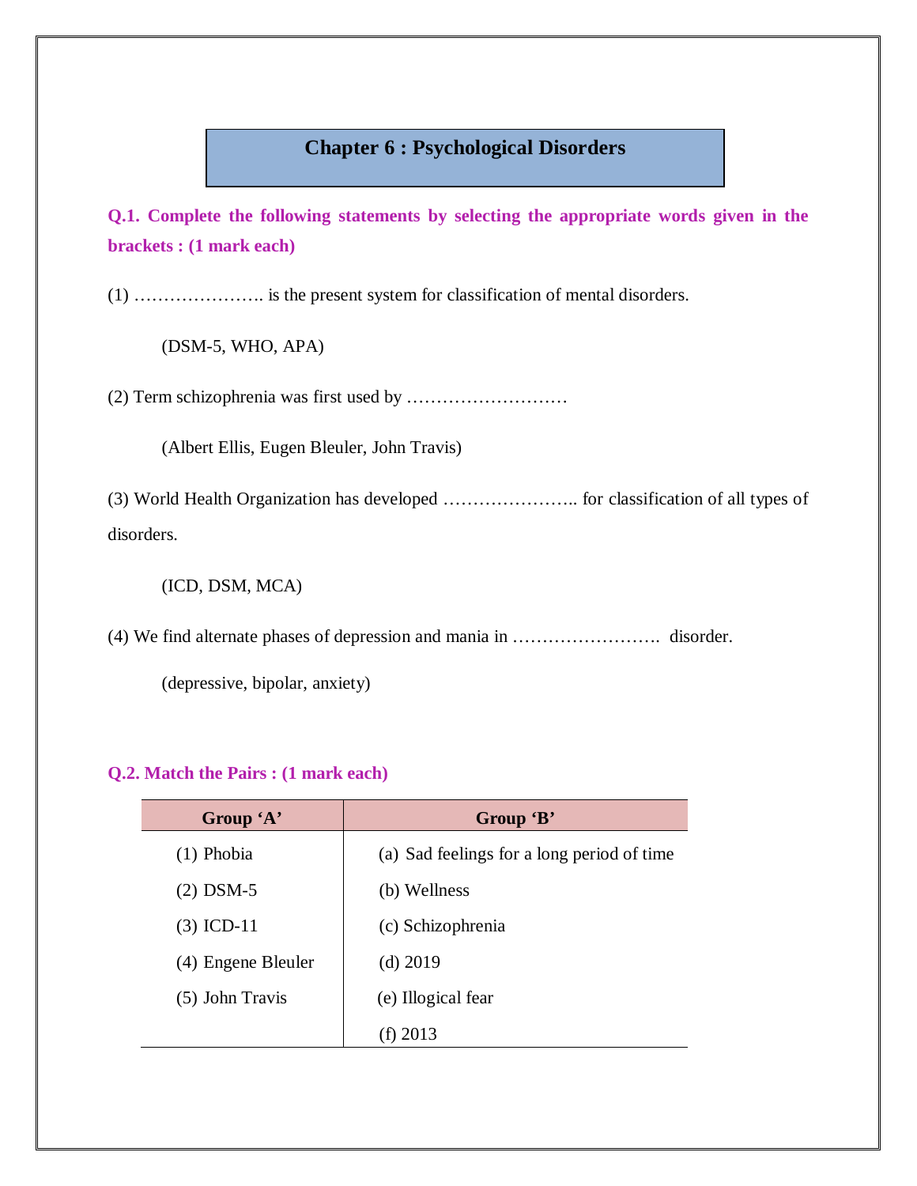# Chapter 6 : Psychological Disorders

**Q.1. Complete the following statements by selecting the appropriate words given in the brackets : (1 mark each)**

(1) …………………. is the present system for classification of mental disorders.

(DSM-5, WHO, APA)

(2) Term schizophrenia was first used by ………………………

(Albert Ellis, Eugen Bleuler, John Travis)

(3) World Health Organization has developed ………………….. for classification of all types of disorders.

(ICD, DSM, MCA)

(4) We find alternate phases of depression and mania in …………………….  disorder.

(depressive, bipolar, anxiety)

**Q.2. Match the Pairs : (1 mark each)**

| Group 'A' | Group 'B' |
|---|---|
| (1) Phobia | (a) Sad feelings for a long period of time |
| (2) DSM-5 | (b) Wellness |
| (3) ICD-11 | (c) Schizophrenia |
| (4) Engene Bleuler | (d) 2019 |
| (5) John Travis | (e) Illogical fear |
| | (f) 2013 |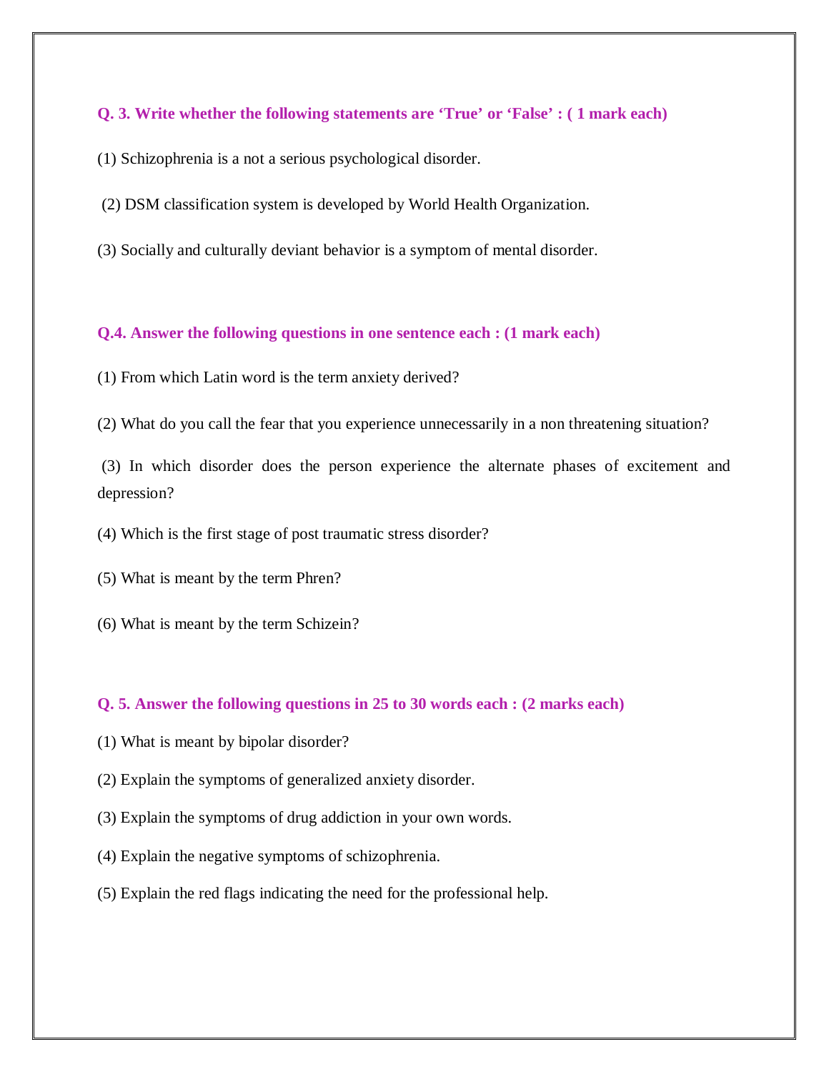**Q. 3. Write whether the following statements are 'True' or 'False' : ( 1 mark each)**

(1) Schizophrenia is a not a serious psychological disorder.

(2) DSM classification system is developed by World Health Organization.

(3) Socially and culturally deviant behavior is a symptom of mental disorder.

**Q.4. Answer the following questions in one sentence each : (1 mark each)**

(1) From which Latin word is the term anxiety derived?

(2) What do you call the fear that you experience unnecessarily in a non threatening situation?

(3) In which disorder does the person experience the alternate phases of excitement and depression?

(4) Which is the first stage of post traumatic stress disorder?

(5) What is meant by the term Phren?

(6) What is meant by the term Schizein?

**Q. 5. Answer the following questions in 25 to 30 words each : (2 marks each)**

(1) What is meant by bipolar disorder?

(2) Explain the symptoms of generalized anxiety disorder.

(3) Explain the symptoms of drug addiction in your own words.

(4) Explain the negative symptoms of schizophrenia.

(5) Explain the red flags indicating the need for the professional help.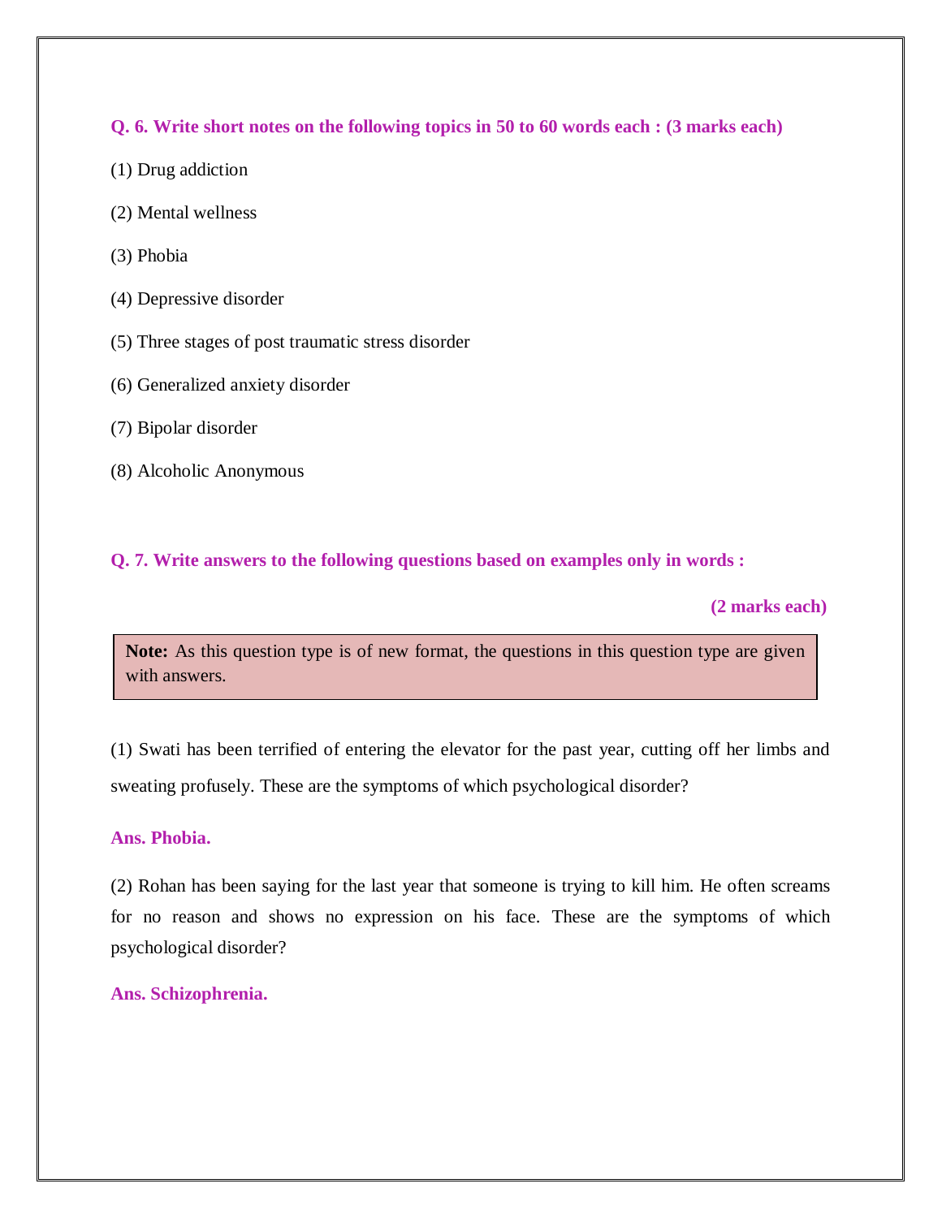**Q. 6. Write short notes on the following topics in 50 to 60 words each : (3 marks each)**

(1) Drug addiction

(2) Mental wellness

(3) Phobia

(4) Depressive disorder

(5) Three stages of post traumatic stress disorder

(6) Generalized anxiety disorder

(7) Bipolar disorder

(8) Alcoholic Anonymous

**Q. 7. Write answers to the following questions based on examples only in words :**

**(2 marks each)**

> **Note:** As this question type is of new format, the questions in this question type are given with answers.

(1) Swati has been terrified of entering the elevator for the past year, cutting off her limbs and sweating profusely. These are the symptoms of which psychological disorder?

**Ans. Phobia.**

(2) Rohan has been saying for the last year that someone is trying to kill him. He often screams for no reason and shows no expression on his face. These are the symptoms of which psychological disorder?

**Ans. Schizophrenia.**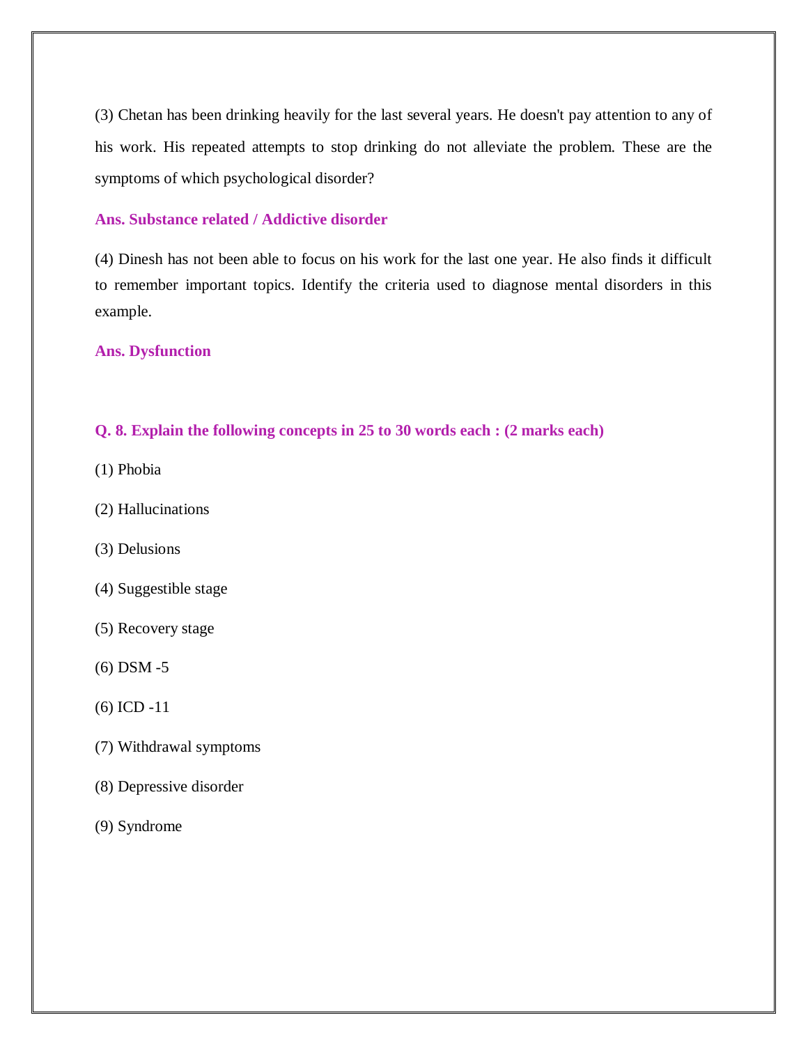(3) Chetan has been drinking heavily for the last several years. He doesn't pay attention to any of his work. His repeated attempts to stop drinking do not alleviate the problem. These are the symptoms of which psychological disorder?

**Ans. Substance related / Addictive disorder**

(4) Dinesh has not been able to focus on his work for the last one year. He also finds it difficult to remember important topics. Identify the criteria used to diagnose mental disorders in this example.

**Ans. Dysfunction**

**Q. 8. Explain the following concepts in 25 to 30 words each : (2 marks each)**

(1) Phobia

(2) Hallucinations

(3) Delusions

(4) Suggestible stage

(5) Recovery stage

(6) DSM -5

(6) ICD -11

(7) Withdrawal symptoms

(8) Depressive disorder

(9) Syndrome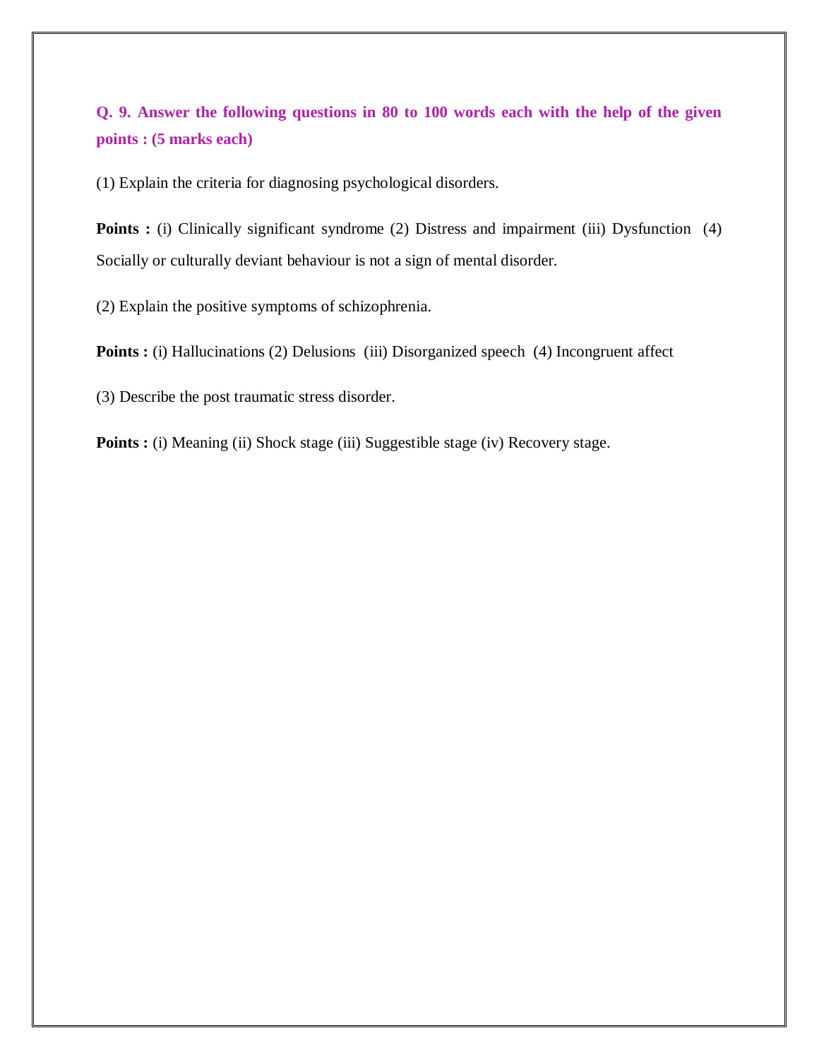**Q. 9. Answer the following questions in 80 to 100 words each with the help of the given points : (5 marks each)**

(1) Explain the criteria for diagnosing psychological disorders.

**Points :** (i) Clinically significant syndrome (2) Distress and impairment (iii) Dysfunction (4) Socially or culturally deviant behaviour is not a sign of mental disorder.

(2) Explain the positive symptoms of schizophrenia.

**Points :** (i) Hallucinations (2) Delusions (iii) Disorganized speech (4) Incongruent affect

(3) Describe the post traumatic stress disorder.

**Points :** (i) Meaning (ii) Shock stage (iii) Suggestible stage (iv) Recovery stage.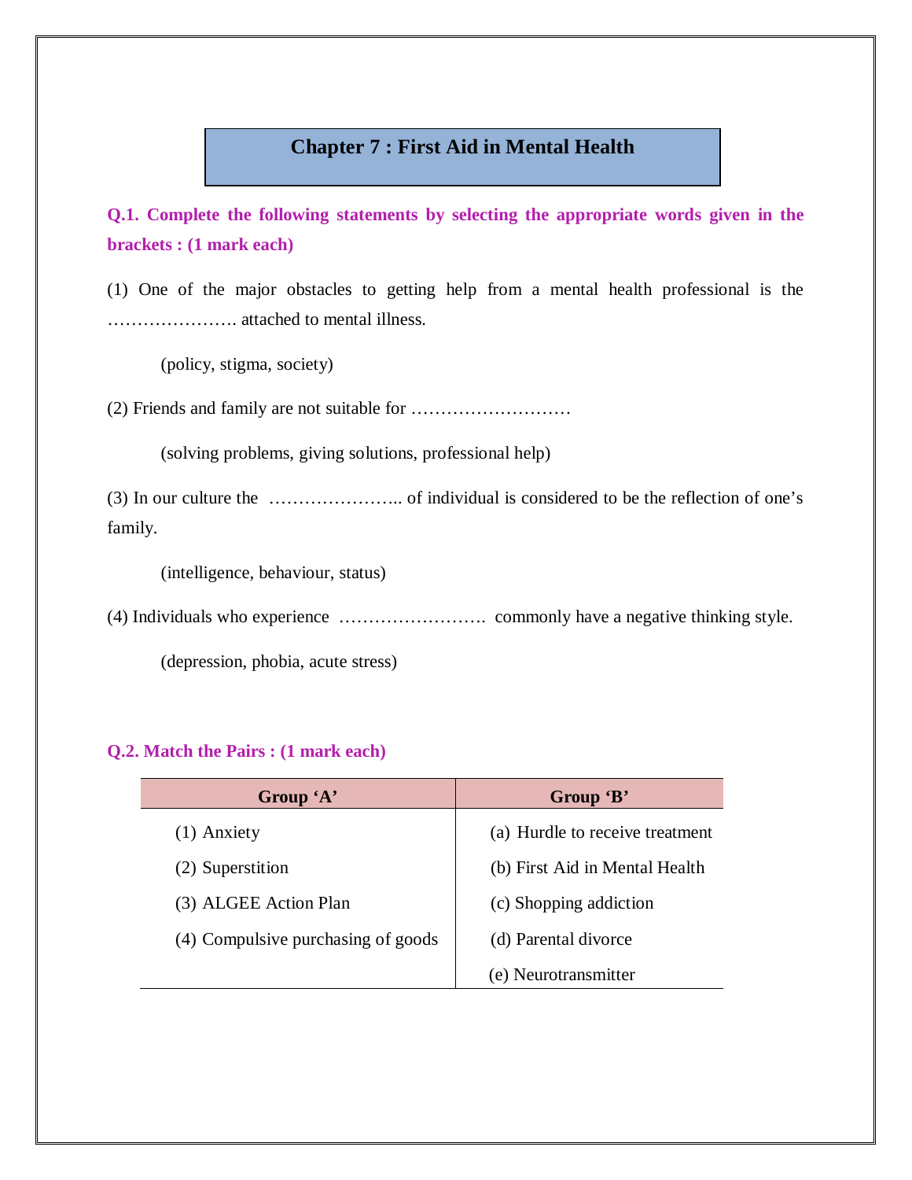# Chapter 7 : First Aid in Mental Health

**Q.1. Complete the following statements by selecting the appropriate words given in the brackets : (1 mark each)**

(1) One of the major obstacles to getting help from a mental health professional is the …………………. attached to mental illness.

(policy, stigma, society)

(2) Friends and family are not suitable for ………………………

(solving problems, giving solutions, professional help)

(3) In our culture the ………………….. of individual is considered to be the reflection of one's family.

(intelligence, behaviour, status)

(4) Individuals who experience ……………………. commonly have a negative thinking style.

(depression, phobia, acute stress)

**Q.2. Match the Pairs : (1 mark each)**

| Group 'A' | Group 'B' |
|---|---|
| (1) Anxiety | (a) Hurdle to receive treatment |
| (2) Superstition | (b) First Aid in Mental Health |
| (3) ALGEE Action Plan | (c) Shopping addiction |
| (4) Compulsive purchasing of goods | (d) Parental divorce |
| | (e) Neurotransmitter |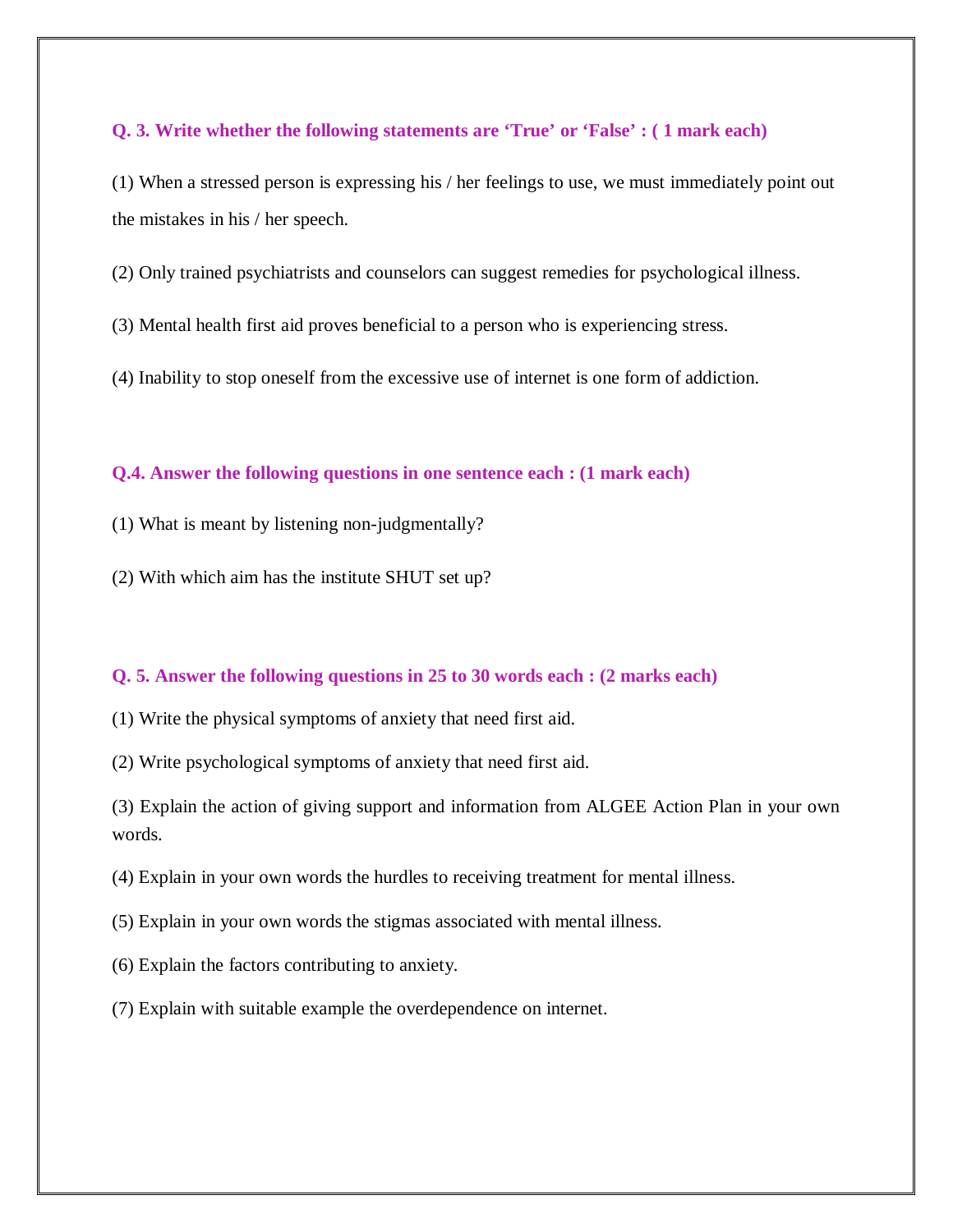**Q. 3. Write whether the following statements are 'True' or 'False' : ( 1 mark each)**

(1) When a stressed person is expressing his / her feelings to use, we must immediately point out the mistakes in his / her speech.

(2) Only trained psychiatrists and counselors can suggest remedies for psychological illness.

(3) Mental health first aid proves beneficial to a person who is experiencing stress.

(4) Inability to stop oneself from the excessive use of internet is one form of addiction.

**Q.4. Answer the following questions in one sentence each : (1 mark each)**

(1) What is meant by listening non-judgmentally?

(2) With which aim has the institute SHUT set up?

**Q. 5. Answer the following questions in 25 to 30 words each : (2 marks each)**

(1) Write the physical symptoms of anxiety that need first aid.

(2) Write psychological symptoms of anxiety that need first aid.

(3) Explain the action of giving support and information from ALGEE Action Plan in your own words.

(4) Explain in your own words the hurdles to receiving treatment for mental illness.

(5) Explain in your own words the stigmas associated with mental illness.

(6) Explain the factors contributing to anxiety.

(7) Explain with suitable example the overdependence on internet.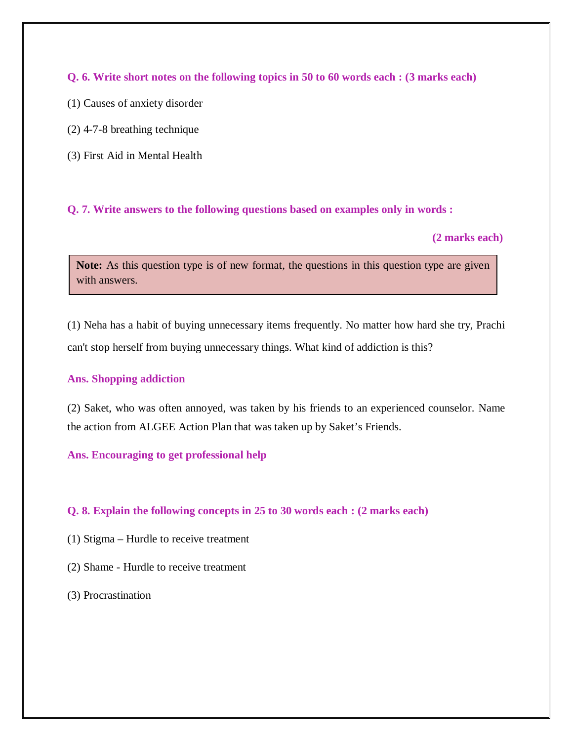**Q. 6. Write short notes on the following topics in 50 to 60 words each : (3 marks each)**

(1) Causes of anxiety disorder

(2) 4-7-8 breathing technique

(3) First Aid in Mental Health

**Q. 7. Write answers to the following questions based on examples only in words :**

**(2 marks each)**

> **Note:** As this question type is of new format, the questions in this question type are given with answers.

(1) Neha has a habit of buying unnecessary items frequently. No matter how hard she try, Prachi can't stop herself from buying unnecessary things. What kind of addiction is this?

**Ans. Shopping addiction**

(2) Saket, who was often annoyed, was taken by his friends to an experienced counselor. Name the action from ALGEE Action Plan that was taken up by Saket's Friends.

**Ans. Encouraging to get professional help**

**Q. 8. Explain the following concepts in 25 to 30 words each : (2 marks each)**

(1) Stigma – Hurdle to receive treatment

(2) Shame - Hurdle to receive treatment

(3) Procrastination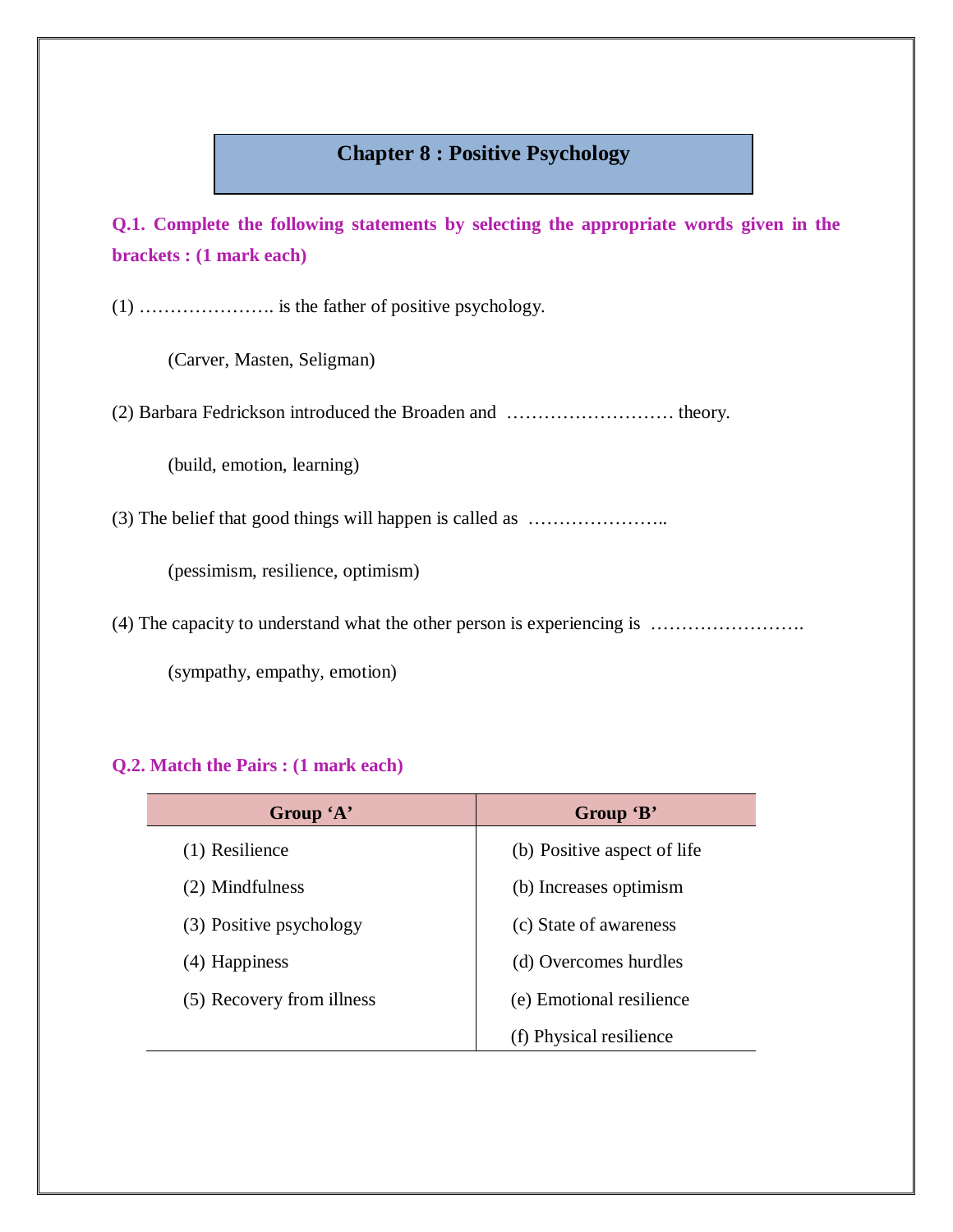## Chapter 8 : Positive Psychology

**Q.1. Complete the following statements by selecting the appropriate words given in the brackets : (1 mark each)**

(1) …………………. is the father of positive psychology.

(Carver, Masten, Seligman)

(2) Barbara Fedrickson introduced the Broaden and ……………………… theory.

(build, emotion, learning)

(3) The belief that good things will happen is called as …………………..

(pessimism, resilience, optimism)

(4) The capacity to understand what the other person is experiencing is …………………….

(sympathy, empathy, emotion)

**Q.2. Match the Pairs : (1 mark each)**

| Group 'A' | Group 'B' |
|---|---|
| (1) Resilience | (b) Positive aspect of life |
| (2) Mindfulness | (b) Increases optimism |
| (3) Positive psychology | (c) State of awareness |
| (4) Happiness | (d) Overcomes hurdles |
| (5) Recovery from illness | (e) Emotional resilience |
| | (f) Physical resilience |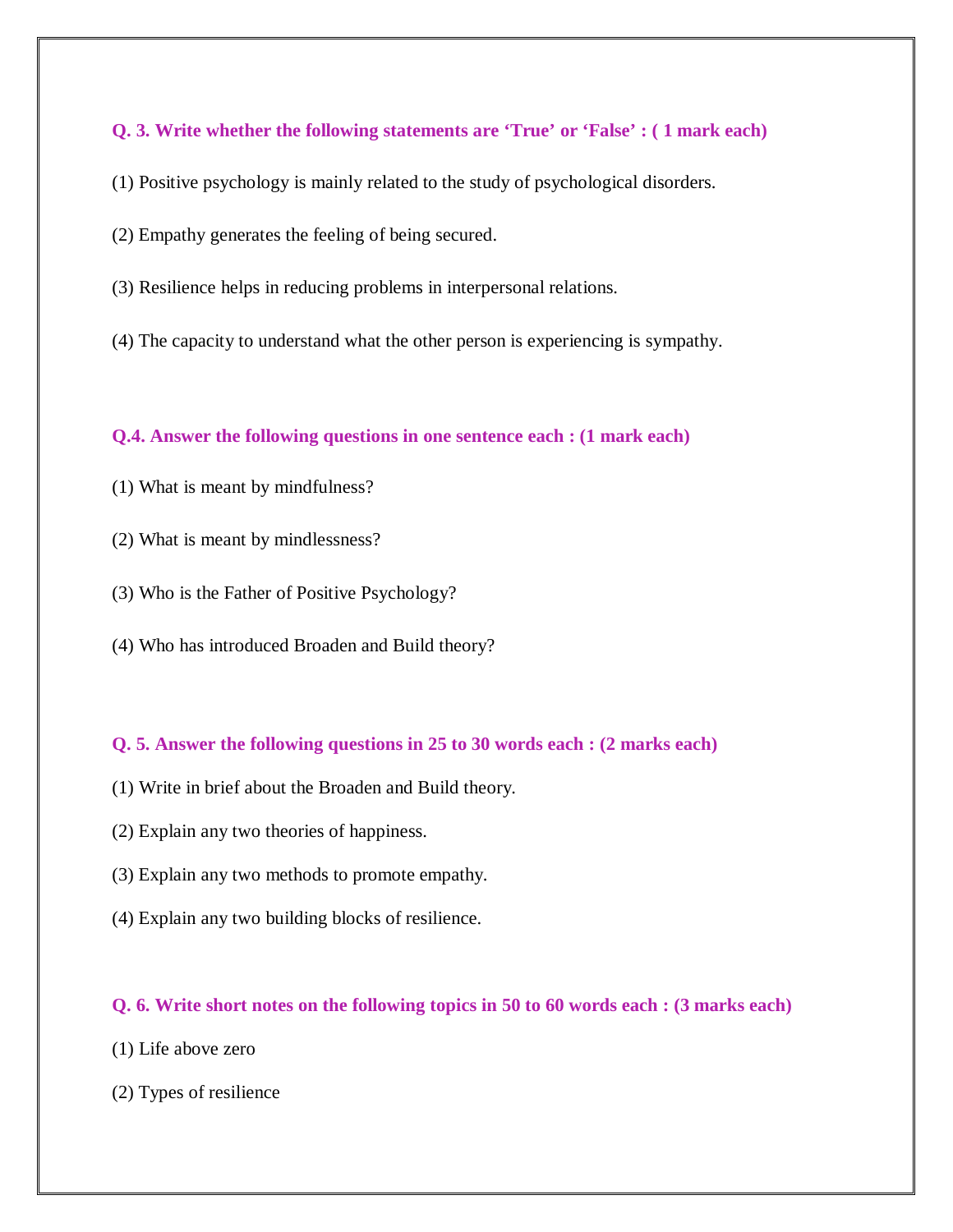**Q. 3. Write whether the following statements are 'True' or 'False' : ( 1 mark each)**

(1) Positive psychology is mainly related to the study of psychological disorders.

(2) Empathy generates the feeling of being secured.

(3) Resilience helps in reducing problems in interpersonal relations.

(4) The capacity to understand what the other person is experiencing is sympathy.

**Q.4. Answer the following questions in one sentence each : (1 mark each)**

(1) What is meant by mindfulness?

(2) What is meant by mindlessness?

(3) Who is the Father of Positive Psychology?

(4) Who has introduced Broaden and Build theory?

**Q. 5. Answer the following questions in 25 to 30 words each : (2 marks each)**

(1) Write in brief about the Broaden and Build theory.

(2) Explain any two theories of happiness.

(3) Explain any two methods to promote empathy.

(4) Explain any two building blocks of resilience.

**Q. 6. Write short notes on the following topics in 50 to 60 words each : (3 marks each)**

(1) Life above zero

(2) Types of resilience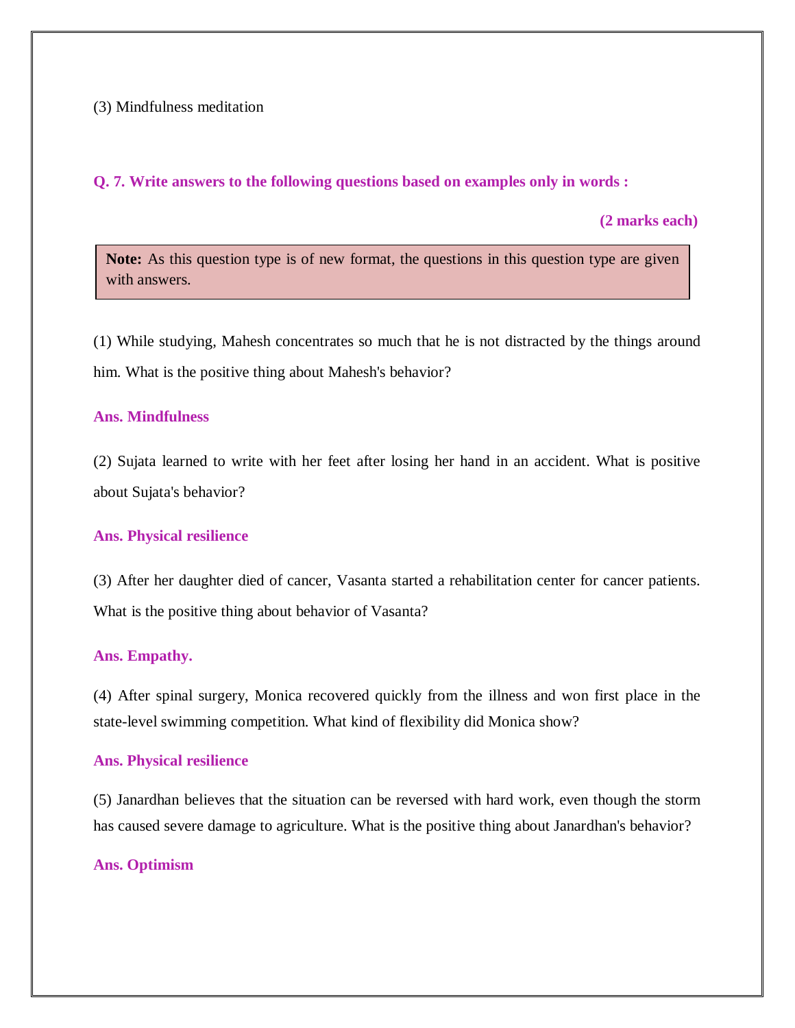(3) Mindfulness meditation

**Q. 7. Write answers to the following questions based on examples only in words :**

**(2 marks each)**

> **Note:** As this question type is of new format, the questions in this question type are given with answers.

(1) While studying, Mahesh concentrates so much that he is not distracted by the things around him. What is the positive thing about Mahesh's behavior?

**Ans. Mindfulness**

(2) Sujata learned to write with her feet after losing her hand in an accident. What is positive about Sujata's behavior?

**Ans. Physical resilience**

(3) After her daughter died of cancer, Vasanta started a rehabilitation center for cancer patients. What is the positive thing about behavior of Vasanta?

**Ans. Empathy.**

(4) After spinal surgery, Monica recovered quickly from the illness and won first place in the state-level swimming competition. What kind of flexibility did Monica show?

**Ans. Physical resilience**

(5) Janardhan believes that the situation can be reversed with hard work, even though the storm has caused severe damage to agriculture. What is the positive thing about Janardhan's behavior?

**Ans. Optimism**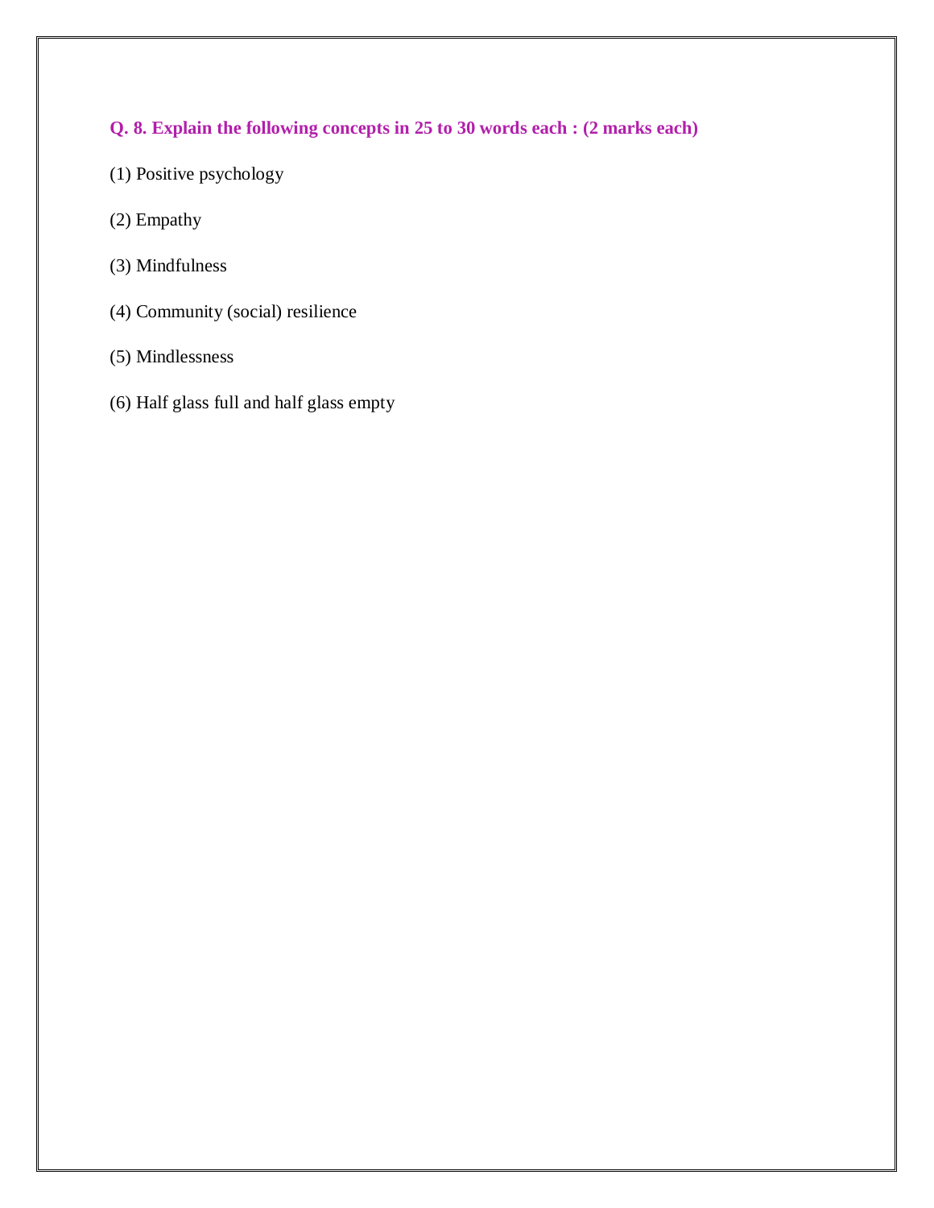**Q. 8. Explain the following concepts in 25 to 30 words each : (2 marks each)**

(1) Positive psychology

(2) Empathy

(3) Mindfulness

(4) Community (social) resilience

(5) Mindlessness

(6) Half glass full and half glass empty